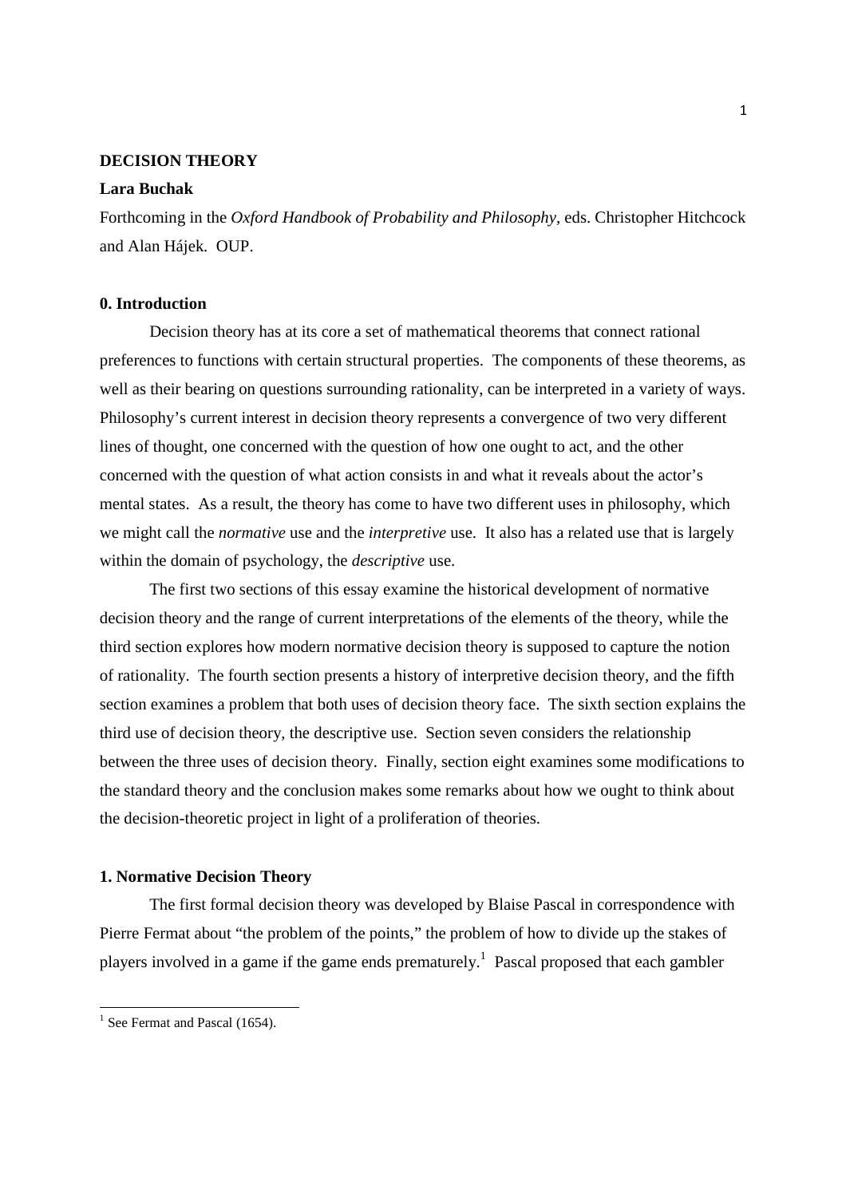# DECISION THEORY

**Lara Buchak**

Forthcoming in the *Oxford Handbook of Probability and Philosophy*, eds. Christopher Hitchcock and Alan Hájek. OUP.

## 0. Introduction

Decision theory has at its core a set of mathematical theorems that connect rational preferences to functions with certain structural properties. The components of these theorems, as well as their bearing on questions surrounding rationality, can be interpreted in a variety of ways. Philosophy's current interest in decision theory represents a convergence of two very different lines of thought, one concerned with the question of how one ought to act, and the other concerned with the question of what action consists in and what it reveals about the actor's mental states. As a result, the theory has come to have two different uses in philosophy, which we might call the *normative* use and the *interpretive* use. It also has a related use that is largely within the domain of psychology, the *descriptive* use.

The first two sections of this essay examine the historical development of normative decision theory and the range of current interpretations of the elements of the theory, while the third section explores how modern normative decision theory is supposed to capture the notion of rationality. The fourth section presents a history of interpretive decision theory, and the fifth section examines a problem that both uses of decision theory face. The sixth section explains the third use of decision theory, the descriptive use. Section seven considers the relationship between the three uses of decision theory. Finally, section eight examines some modifications to the standard theory and the conclusion makes some remarks about how we ought to think about the decision-theoretic project in light of a proliferation of theories.

## 1. Normative Decision Theory

The first formal decision theory was developed by Blaise Pascal in correspondence with Pierre Fermat about "the problem of the points," the problem of how to divide up the stakes of players involved in a game if the game ends prematurely.[1] Pascal proposed that each gambler

---

[1] See Fermat and Pascal (1654).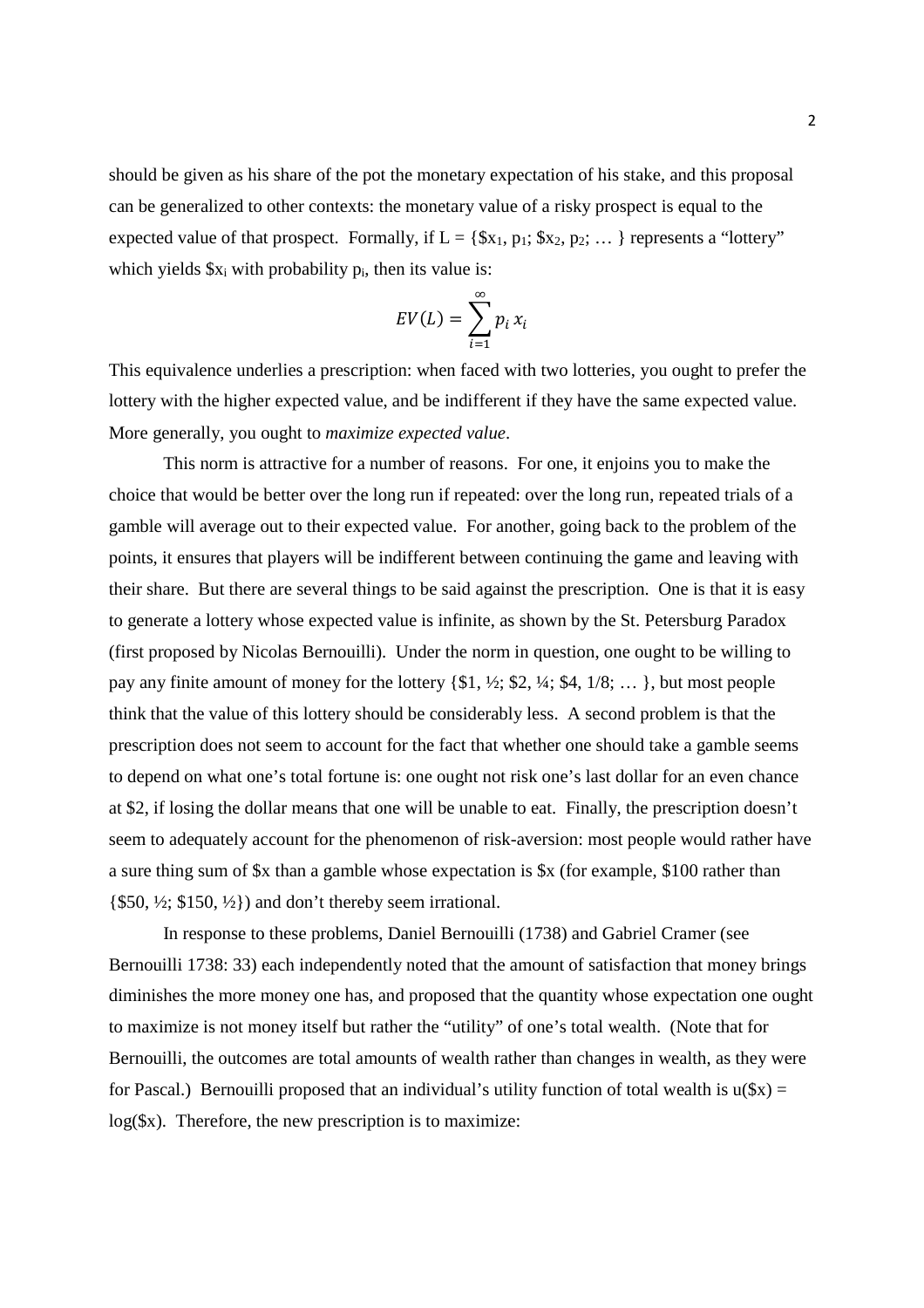should be given as his share of the pot the monetary expectation of his stake, and this proposal can be generalized to other contexts: the monetary value of a risky prospect is equal to the expected value of that prospect. Formally, if L = {$\$x_1$, $p_1$; $\$x_2$, $p_2$; … } represents a "lottery" which yields $\$x_i$ with probability $p_i$, then its value is:

$$EV(L) = \sum_{i=1}^{\infty} p_i \, x_i$$

This equivalence underlies a prescription: when faced with two lotteries, you ought to prefer the lottery with the higher expected value, and be indifferent if they have the same expected value. More generally, you ought to *maximize expected value*.

This norm is attractive for a number of reasons. For one, it enjoins you to make the choice that would be better over the long run if repeated: over the long run, repeated trials of a gamble will average out to their expected value. For another, going back to the problem of the points, it ensures that players will be indifferent between continuing the game and leaving with their share. But there are several things to be said against the prescription. One is that it is easy to generate a lottery whose expected value is infinite, as shown by the St. Petersburg Paradox (first proposed by Nicolas Bernouilli). Under the norm in question, one ought to be willing to pay any finite amount of money for the lottery {$1, ½; $2, ¼; $4, 1/8; … }, but most people think that the value of this lottery should be considerably less. A second problem is that the prescription does not seem to account for the fact that whether one should take a gamble seems to depend on what one's total fortune is: one ought not risk one's last dollar for an even chance at $2, if losing the dollar means that one will be unable to eat. Finally, the prescription doesn't seem to adequately account for the phenomenon of risk-aversion: most people would rather have a sure thing sum of $x than a gamble whose expectation is $x (for example, $100 rather than {$50, ½; $150, ½}) and don't thereby seem irrational.

In response to these problems, Daniel Bernouilli (1738) and Gabriel Cramer (see Bernouilli 1738: 33) each independently noted that the amount of satisfaction that money brings diminishes the more money one has, and proposed that the quantity whose expectation one ought to maximize is not money itself but rather the "utility" of one's total wealth. (Note that for Bernouilli, the outcomes are total amounts of wealth rather than changes in wealth, as they were for Pascal.) Bernouilli proposed that an individual's utility function of total wealth is u($x) = log($x). Therefore, the new prescription is to maximize: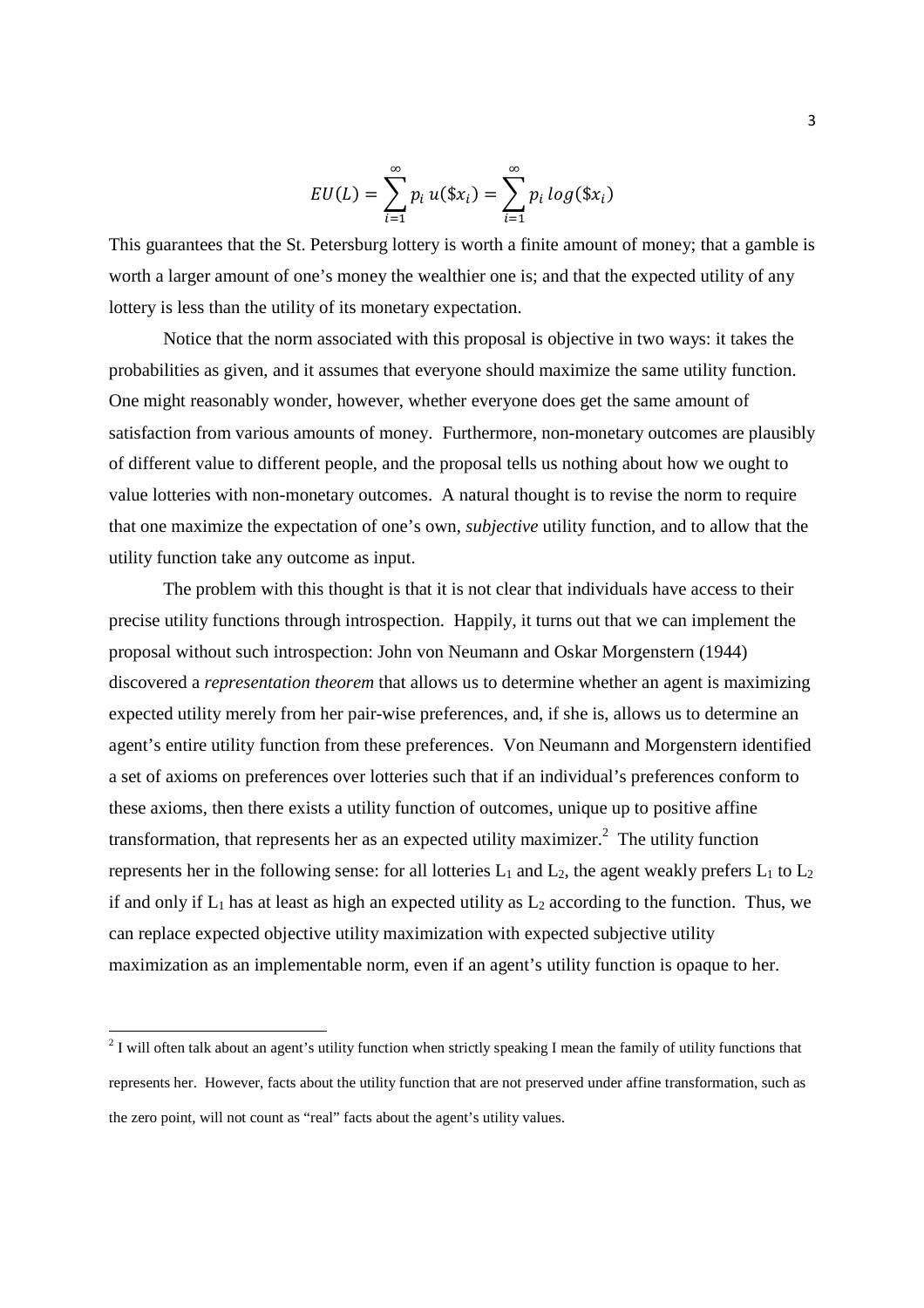$$EU(L) = \sum_{i=1}^{\infty} p_i \, u(\$x_i) = \sum_{i=1}^{\infty} p_i \, log(\$x_i)$$

This guarantees that the St. Petersburg lottery is worth a finite amount of money; that a gamble is worth a larger amount of one's money the wealthier one is; and that the expected utility of any lottery is less than the utility of its monetary expectation.

Notice that the norm associated with this proposal is objective in two ways: it takes the probabilities as given, and it assumes that everyone should maximize the same utility function. One might reasonably wonder, however, whether everyone does get the same amount of satisfaction from various amounts of money. Furthermore, non-monetary outcomes are plausibly of different value to different people, and the proposal tells us nothing about how we ought to value lotteries with non-monetary outcomes. A natural thought is to revise the norm to require that one maximize the expectation of one's own, *subjective* utility function, and to allow that the utility function take any outcome as input.

The problem with this thought is that it is not clear that individuals have access to their precise utility functions through introspection. Happily, it turns out that we can implement the proposal without such introspection: John von Neumann and Oskar Morgenstern (1944) discovered a *representation theorem* that allows us to determine whether an agent is maximizing expected utility merely from her pair-wise preferences, and, if she is, allows us to determine an agent's entire utility function from these preferences. Von Neumann and Morgenstern identified a set of axioms on preferences over lotteries such that if an individual's preferences conform to these axioms, then there exists a utility function of outcomes, unique up to positive affine transformation, that represents her as an expected utility maximizer.[2] The utility function represents her in the following sense: for all lotteries $L_1$ and $L_2$, the agent weakly prefers $L_1$ to $L_2$ if and only if $L_1$ has at least as high an expected utility as $L_2$ according to the function. Thus, we can replace expected objective utility maximization with expected subjective utility maximization as an implementable norm, even if an agent's utility function is opaque to her.

[2] I will often talk about an agent's utility function when strictly speaking I mean the family of utility functions that represents her. However, facts about the utility function that are not preserved under affine transformation, such as the zero point, will not count as "real" facts about the agent's utility values.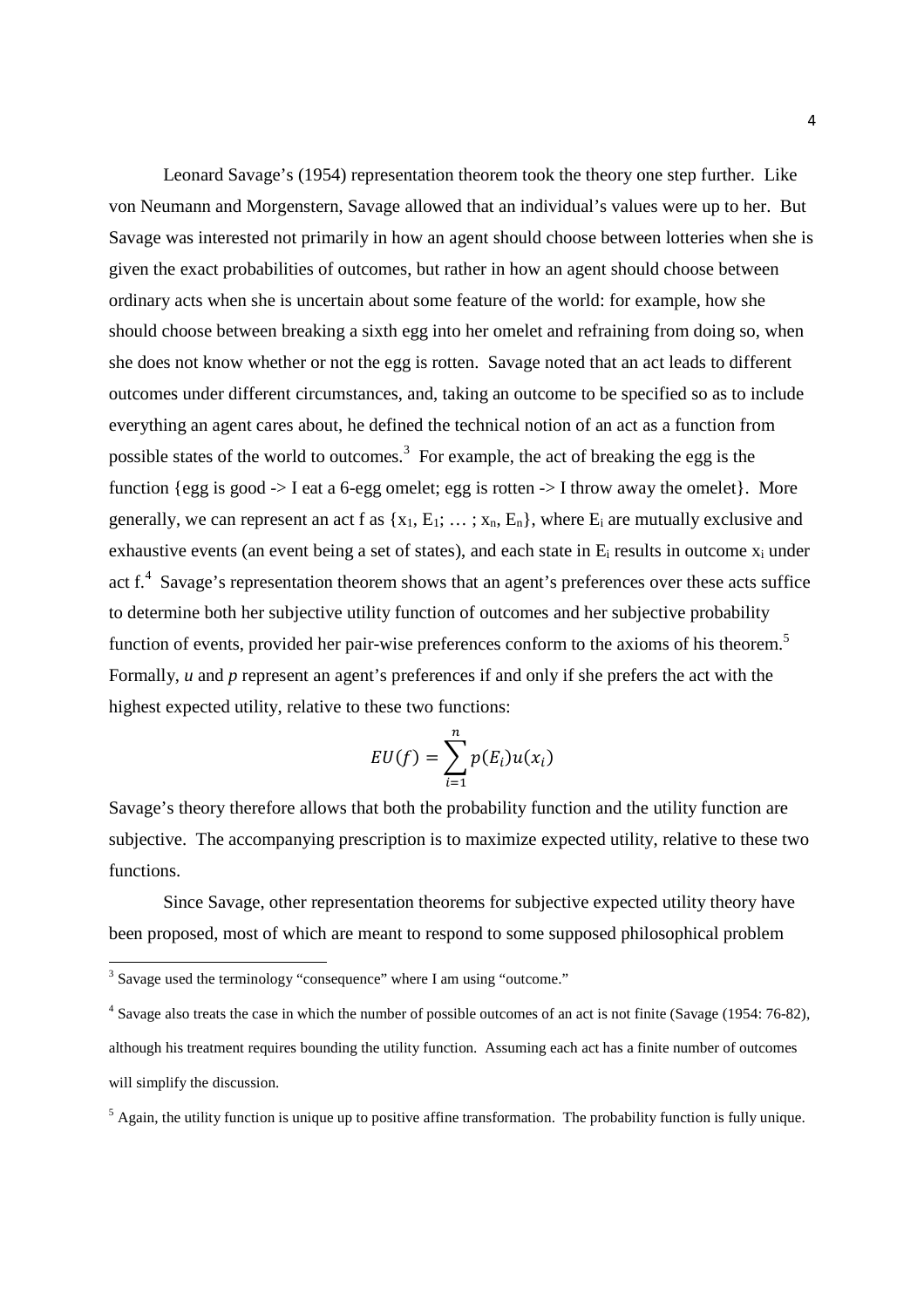Leonard Savage's (1954) representation theorem took the theory one step further. Like von Neumann and Morgenstern, Savage allowed that an individual's values were up to her. But Savage was interested not primarily in how an agent should choose between lotteries when she is given the exact probabilities of outcomes, but rather in how an agent should choose between ordinary acts when she is uncertain about some feature of the world: for example, how she should choose between breaking a sixth egg into her omelet and refraining from doing so, when she does not know whether or not the egg is rotten. Savage noted that an act leads to different outcomes under different circumstances, and, taking an outcome to be specified so as to include everything an agent cares about, he defined the technical notion of an act as a function from possible states of the world to outcomes.[3] For example, the act of breaking the egg is the function {egg is good -> I eat a 6-egg omelet; egg is rotten -> I throw away the omelet}. More generally, we can represent an act f as $\{x_1, E_1; \ldots ; x_n, E_n\}$, where $E_i$ are mutually exclusive and exhaustive events (an event being a set of states), and each state in $E_i$ results in outcome $x_i$ under act f.[4] Savage's representation theorem shows that an agent's preferences over these acts suffice to determine both her subjective utility function of outcomes and her subjective probability function of events, provided her pair-wise preferences conform to the axioms of his theorem.[5] Formally, *u* and *p* represent an agent's preferences if and only if she prefers the act with the highest expected utility, relative to these two functions:

$$EU(f) = \sum_{i=1}^{n} p(E_i)u(x_i)$$

Savage's theory therefore allows that both the probability function and the utility function are subjective. The accompanying prescription is to maximize expected utility, relative to these two functions.

Since Savage, other representation theorems for subjective expected utility theory have been proposed, most of which are meant to respond to some supposed philosophical problem

[3] Savage used the terminology "consequence" where I am using "outcome."

[4] Savage also treats the case in which the number of possible outcomes of an act is not finite (Savage (1954: 76-82), although his treatment requires bounding the utility function. Assuming each act has a finite number of outcomes will simplify the discussion.

[5] Again, the utility function is unique up to positive affine transformation. The probability function is fully unique.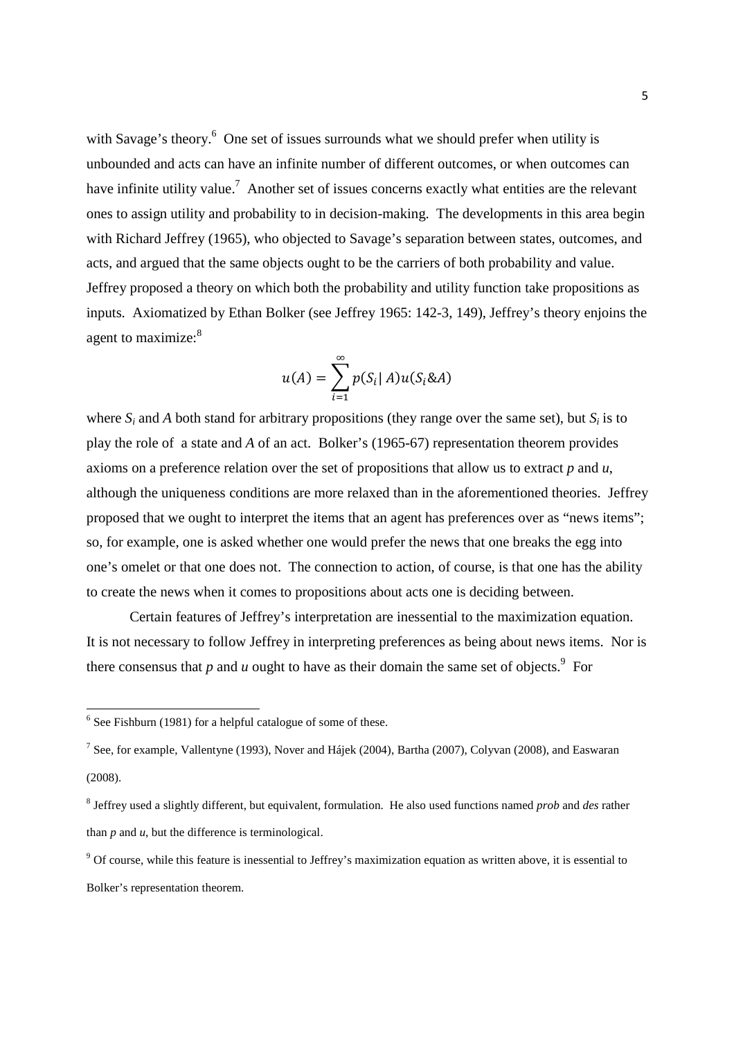with Savage's theory.[6] One set of issues surrounds what we should prefer when utility is unbounded and acts can have an infinite number of different outcomes, or when outcomes can have infinite utility value.[7] Another set of issues concerns exactly what entities are the relevant ones to assign utility and probability to in decision-making. The developments in this area begin with Richard Jeffrey (1965), who objected to Savage's separation between states, outcomes, and acts, and argued that the same objects ought to be the carriers of both probability and value. Jeffrey proposed a theory on which both the probability and utility function take propositions as inputs. Axiomatized by Ethan Bolker (see Jeffrey 1965: 142-3, 149), Jeffrey's theory enjoins the agent to maximize:[8]

$$u(A) = \sum_{i=1}^{\infty} p(S_i \mid A) u(S_i \& A)$$

where $S_i$ and $A$ both stand for arbitrary propositions (they range over the same set), but $S_i$ is to play the role of a state and $A$ of an act. Bolker's (1965-67) representation theorem provides axioms on a preference relation over the set of propositions that allow us to extract $p$ and $u$, although the uniqueness conditions are more relaxed than in the aforementioned theories. Jeffrey proposed that we ought to interpret the items that an agent has preferences over as "news items"; so, for example, one is asked whether one would prefer the news that one breaks the egg into one's omelet or that one does not. The connection to action, of course, is that one has the ability to create the news when it comes to propositions about acts one is deciding between.

Certain features of Jeffrey's interpretation are inessential to the maximization equation. It is not necessary to follow Jeffrey in interpreting preferences as being about news items. Nor is there consensus that $p$ and $u$ ought to have as their domain the same set of objects.[9] For

---

[6] See Fishburn (1981) for a helpful catalogue of some of these.

[7] See, for example, Vallentyne (1993), Nover and Hájek (2004), Bartha (2007), Colyvan (2008), and Easwaran (2008).

[8] Jeffrey used a slightly different, but equivalent, formulation. He also used functions named *prob* and *des* rather than $p$ and $u$, but the difference is terminological.

[9] Of course, while this feature is inessential to Jeffrey's maximization equation as written above, it is essential to Bolker's representation theorem.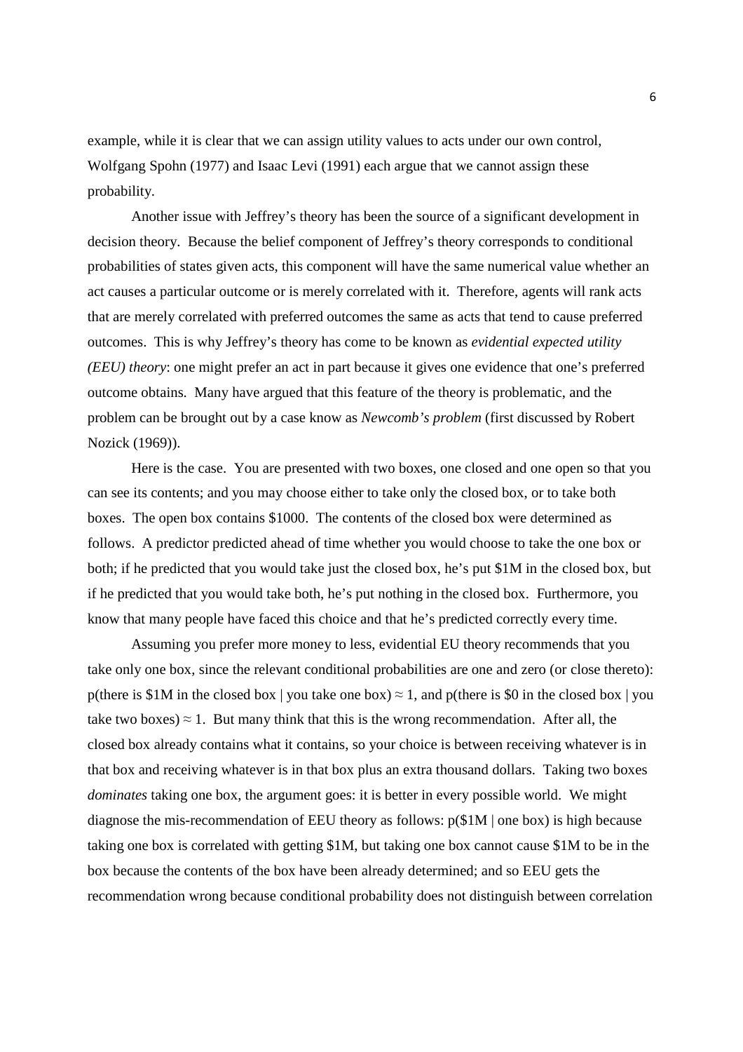example, while it is clear that we can assign utility values to acts under our own control, Wolfgang Spohn (1977) and Isaac Levi (1991) each argue that we cannot assign these probability.

Another issue with Jeffrey's theory has been the source of a significant development in decision theory. Because the belief component of Jeffrey's theory corresponds to conditional probabilities of states given acts, this component will have the same numerical value whether an act causes a particular outcome or is merely correlated with it. Therefore, agents will rank acts that are merely correlated with preferred outcomes the same as acts that tend to cause preferred outcomes. This is why Jeffrey's theory has come to be known as *evidential expected utility (EEU) theory*: one might prefer an act in part because it gives one evidence that one's preferred outcome obtains. Many have argued that this feature of the theory is problematic, and the problem can be brought out by a case know as *Newcomb's problem* (first discussed by Robert Nozick (1969)).

Here is the case. You are presented with two boxes, one closed and one open so that you can see its contents; and you may choose either to take only the closed box, or to take both boxes. The open box contains \$1000. The contents of the closed box were determined as follows. A predictor predicted ahead of time whether you would choose to take the one box or both; if he predicted that you would take just the closed box, he's put \$1M in the closed box, but if he predicted that you would take both, he's put nothing in the closed box. Furthermore, you know that many people have faced this choice and that he's predicted correctly every time.

Assuming you prefer more money to less, evidential EU theory recommends that you take only one box, since the relevant conditional probabilities are one and zero (or close thereto): $p(\text{there is \$1M in the closed box} \mid \text{you take one box}) \approx 1$, and $p(\text{there is \$0 in the closed box} \mid \text{you take two boxes}) \approx 1$. But many think that this is the wrong recommendation. After all, the closed box already contains what it contains, so your choice is between receiving whatever is in that box and receiving whatever is in that box plus an extra thousand dollars. Taking two boxes *dominates* taking one box, the argument goes: it is better in every possible world. We might diagnose the mis-recommendation of EEU theory as follows: $p(\text{\$1M} \mid \text{one box})$ is high because taking one box is correlated with getting \$1M, but taking one box cannot cause \$1M to be in the box because the contents of the box have been already determined; and so EEU gets the recommendation wrong because conditional probability does not distinguish between correlation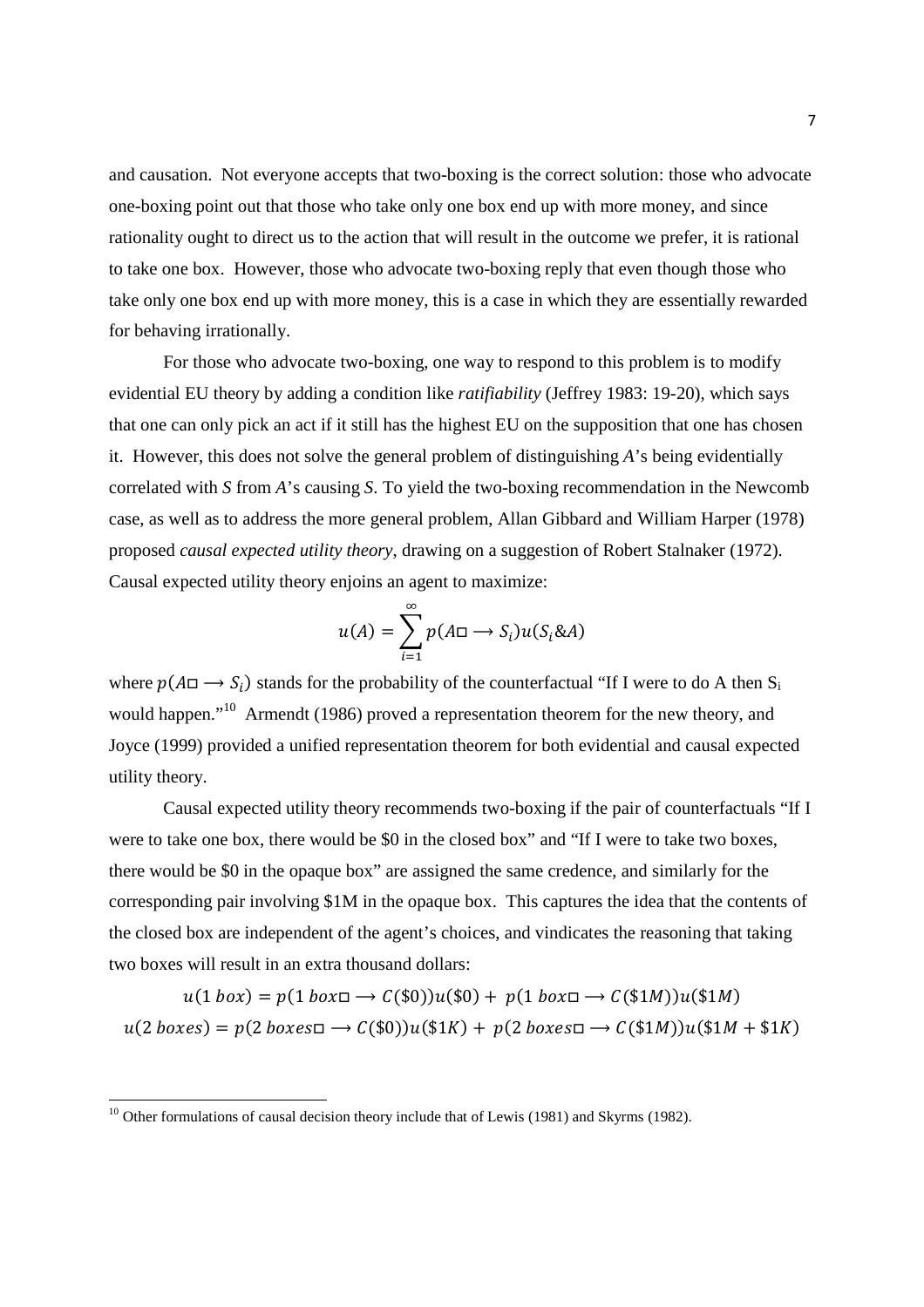and causation. Not everyone accepts that two-boxing is the correct solution: those who advocate one-boxing point out that those who take only one box end up with more money, and since rationality ought to direct us to the action that will result in the outcome we prefer, it is rational to take one box. However, those who advocate two-boxing reply that even though those who take only one box end up with more money, this is a case in which they are essentially rewarded for behaving irrationally.

For those who advocate two-boxing, one way to respond to this problem is to modify evidential EU theory by adding a condition like *ratifiability* (Jeffrey 1983: 19-20), which says that one can only pick an act if it still has the highest EU on the supposition that one has chosen it. However, this does not solve the general problem of distinguishing *A*'s being evidentially correlated with *S* from *A*'s causing *S*. To yield the two-boxing recommendation in the Newcomb case, as well as to address the more general problem, Allan Gibbard and William Harper (1978) proposed *causal expected utility theory*, drawing on a suggestion of Robert Stalnaker (1972). Causal expected utility theory enjoins an agent to maximize:

$$u(A) = \sum_{i=1}^{\infty} p(A \Box\!\!\rightarrow S_i)u(S_i \& A)$$

where $p(A \Box\!\!\rightarrow S_i)$ stands for the probability of the counterfactual "If I were to do A then $S_i$ would happen."[10] Armendt (1986) proved a representation theorem for the new theory, and Joyce (1999) provided a unified representation theorem for both evidential and causal expected utility theory.

Causal expected utility theory recommends two-boxing if the pair of counterfactuals "If I were to take one box, there would be \$0 in the closed box" and "If I were to take two boxes, there would be \$0 in the opaque box" are assigned the same credence, and similarly for the corresponding pair involving \$1M in the opaque box. This captures the idea that the contents of the closed box are independent of the agent's choices, and vindicates the reasoning that taking two boxes will result in an extra thousand dollars:

$$u(1\ box) = p(1\ box \Box\!\!\rightarrow C(\$0))u(\$0) + p(1\ box \Box\!\!\rightarrow C(\$1M))u(\$1M)$$

$$u(2\ boxes) = p(2\ boxes \Box\!\!\rightarrow C(\$0))u(\$1K) + p(2\ boxes \Box\!\!\rightarrow C(\$1M))u(\$1M + \$1K)$$

---

[10] Other formulations of causal decision theory include that of Lewis (1981) and Skyrms (1982).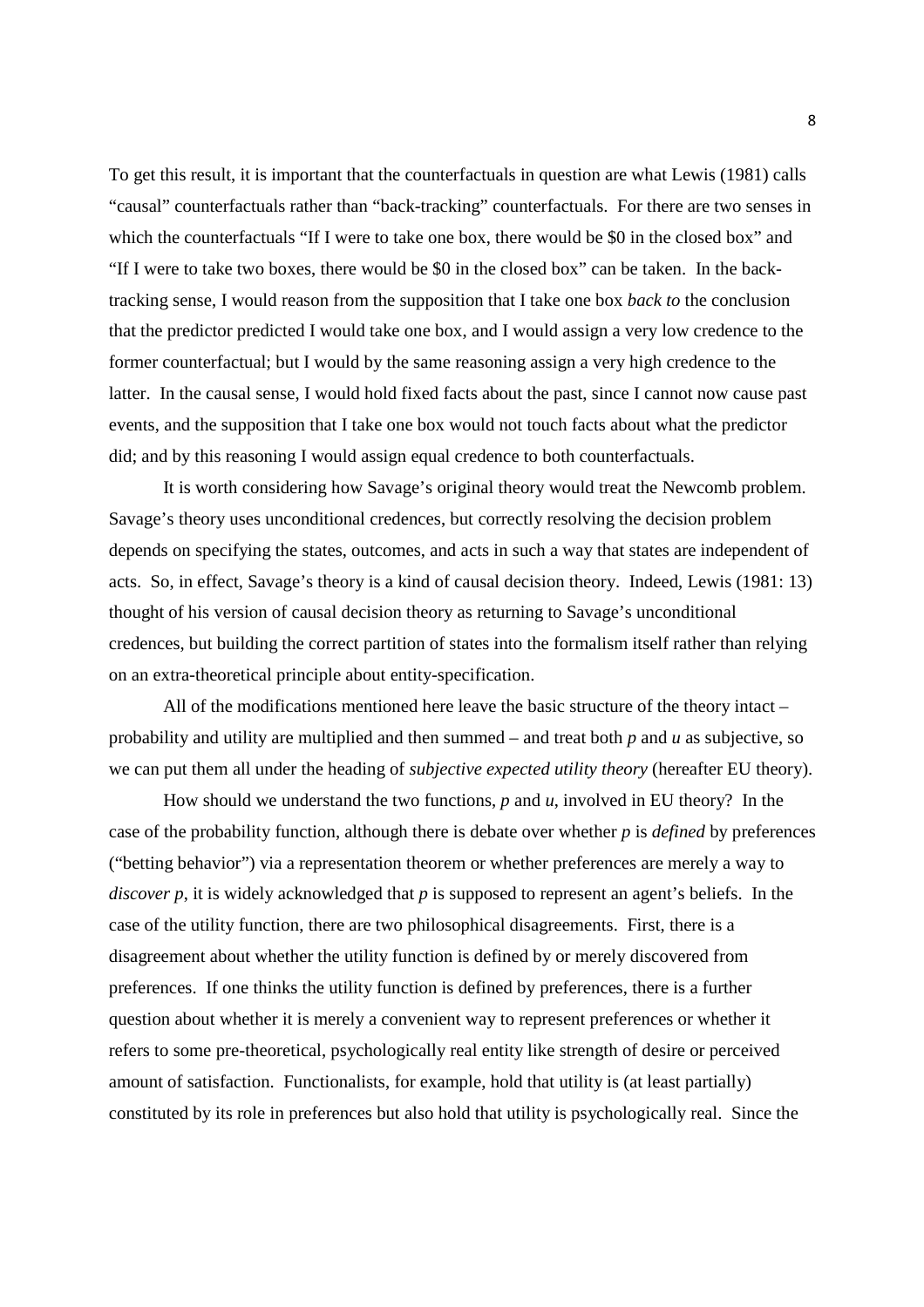To get this result, it is important that the counterfactuals in question are what Lewis (1981) calls "causal" counterfactuals rather than "back-tracking" counterfactuals. For there are two senses in which the counterfactuals "If I were to take one box, there would be \$0 in the closed box" and "If I were to take two boxes, there would be \$0 in the closed box" can be taken. In the back-tracking sense, I would reason from the supposition that I take one box *back to* the conclusion that the predictor predicted I would take one box, and I would assign a very low credence to the former counterfactual; but I would by the same reasoning assign a very high credence to the latter. In the causal sense, I would hold fixed facts about the past, since I cannot now cause past events, and the supposition that I take one box would not touch facts about what the predictor did; and by this reasoning I would assign equal credence to both counterfactuals.

It is worth considering how Savage's original theory would treat the Newcomb problem. Savage's theory uses unconditional credences, but correctly resolving the decision problem depends on specifying the states, outcomes, and acts in such a way that states are independent of acts. So, in effect, Savage's theory is a kind of causal decision theory. Indeed, Lewis (1981: 13) thought of his version of causal decision theory as returning to Savage's unconditional credences, but building the correct partition of states into the formalism itself rather than relying on an extra-theoretical principle about entity-specification.

All of the modifications mentioned here leave the basic structure of the theory intact – probability and utility are multiplied and then summed – and treat both $p$ and $u$ as subjective, so we can put them all under the heading of *subjective expected utility theory* (hereafter EU theory).

How should we understand the two functions, $p$ and $u$, involved in EU theory? In the case of the probability function, although there is debate over whether $p$ is *defined* by preferences ("betting behavior") via a representation theorem or whether preferences are merely a way to *discover* $p$, it is widely acknowledged that $p$ is supposed to represent an agent's beliefs. In the case of the utility function, there are two philosophical disagreements. First, there is a disagreement about whether the utility function is defined by or merely discovered from preferences. If one thinks the utility function is defined by preferences, there is a further question about whether it is merely a convenient way to represent preferences or whether it refers to some pre-theoretical, psychologically real entity like strength of desire or perceived amount of satisfaction. Functionalists, for example, hold that utility is (at least partially) constituted by its role in preferences but also hold that utility is psychologically real. Since the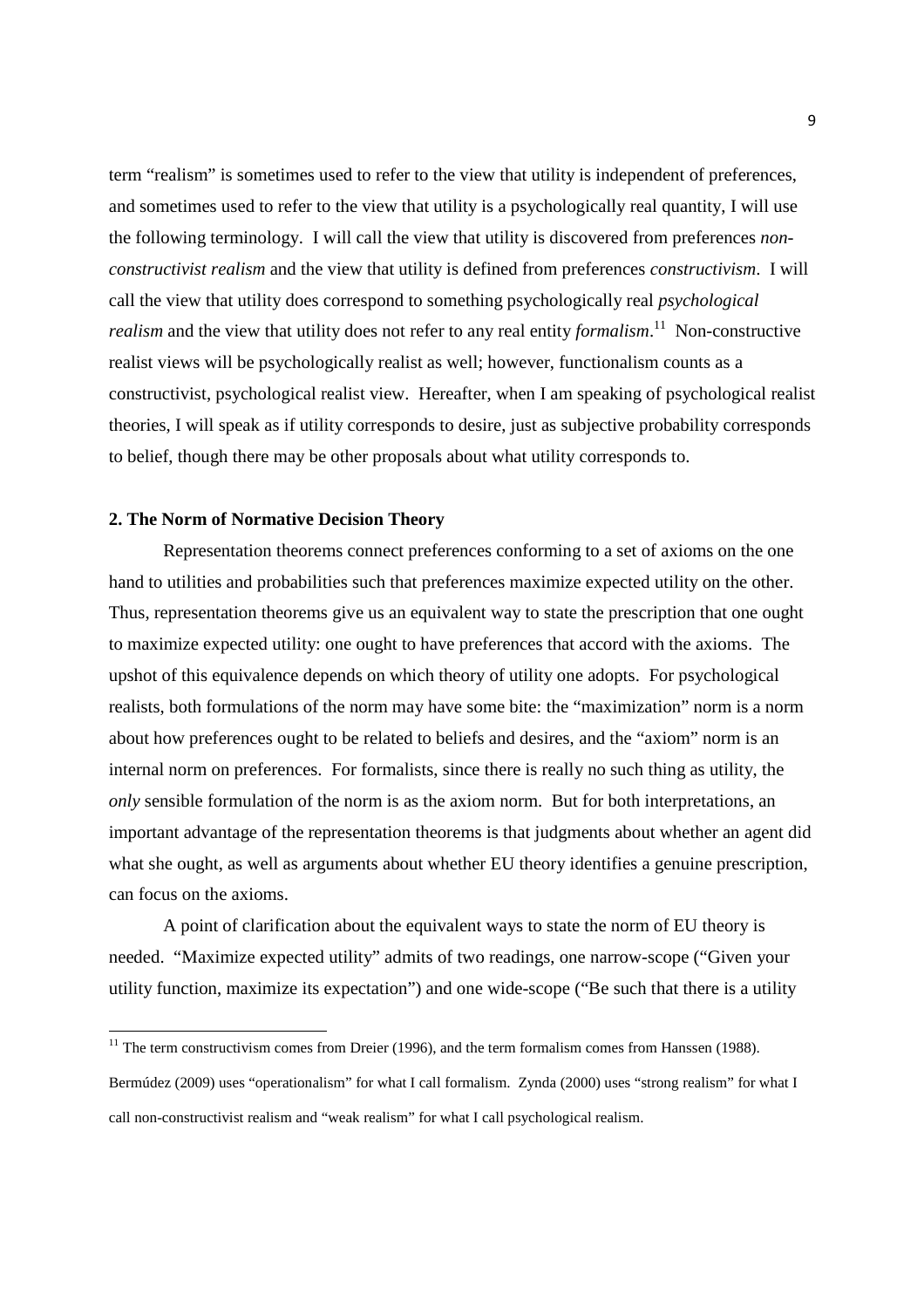term "realism" is sometimes used to refer to the view that utility is independent of preferences, and sometimes used to refer to the view that utility is a psychologically real quantity, I will use the following terminology. I will call the view that utility is discovered from preferences *non-constructivist realism* and the view that utility is defined from preferences *constructivism*. I will call the view that utility does correspond to something psychologically real *psychological realism* and the view that utility does not refer to any real entity *formalism*.[11] Non-constructive realist views will be psychologically realist as well; however, functionalism counts as a constructivist, psychological realist view. Hereafter, when I am speaking of psychological realist theories, I will speak as if utility corresponds to desire, just as subjective probability corresponds to belief, though there may be other proposals about what utility corresponds to.

## 2. The Norm of Normative Decision Theory

Representation theorems connect preferences conforming to a set of axioms on the one hand to utilities and probabilities such that preferences maximize expected utility on the other. Thus, representation theorems give us an equivalent way to state the prescription that one ought to maximize expected utility: one ought to have preferences that accord with the axioms. The upshot of this equivalence depends on which theory of utility one adopts. For psychological realists, both formulations of the norm may have some bite: the "maximization" norm is a norm about how preferences ought to be related to beliefs and desires, and the "axiom" norm is an internal norm on preferences. For formalists, since there is really no such thing as utility, the *only* sensible formulation of the norm is as the axiom norm. But for both interpretations, an important advantage of the representation theorems is that judgments about whether an agent did what she ought, as well as arguments about whether EU theory identifies a genuine prescription, can focus on the axioms.

A point of clarification about the equivalent ways to state the norm of EU theory is needed. "Maximize expected utility" admits of two readings, one narrow-scope ("Given your utility function, maximize its expectation") and one wide-scope ("Be such that there is a utility

[11] The term constructivism comes from Dreier (1996), and the term formalism comes from Hanssen (1988). Bermúdez (2009) uses "operationalism" for what I call formalism. Zynda (2000) uses "strong realism" for what I call non-constructivist realism and "weak realism" for what I call psychological realism.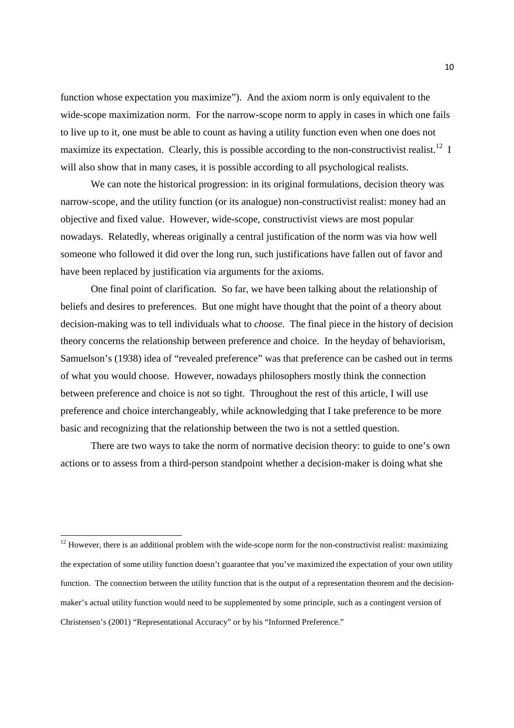function whose expectation you maximize"). And the axiom norm is only equivalent to the wide-scope maximization norm. For the narrow-scope norm to apply in cases in which one fails to live up to it, one must be able to count as having a utility function even when one does not maximize its expectation. Clearly, this is possible according to the non-constructivist realist.[12] I will also show that in many cases, it is possible according to all psychological realists.

We can note the historical progression: in its original formulations, decision theory was narrow-scope, and the utility function (or its analogue) non-constructivist realist: money had an objective and fixed value. However, wide-scope, constructivist views are most popular nowadays. Relatedly, whereas originally a central justification of the norm was via how well someone who followed it did over the long run, such justifications have fallen out of favor and have been replaced by justification via arguments for the axioms.

One final point of clarification. So far, we have been talking about the relationship of beliefs and desires to preferences. But one might have thought that the point of a theory about decision-making was to tell individuals what to *choose*. The final piece in the history of decision theory concerns the relationship between preference and choice. In the heyday of behaviorism, Samuelson's (1938) idea of "revealed preference" was that preference can be cashed out in terms of what you would choose. However, nowadays philosophers mostly think the connection between preference and choice is not so tight. Throughout the rest of this article, I will use preference and choice interchangeably, while acknowledging that I take preference to be more basic and recognizing that the relationship between the two is not a settled question.

There are two ways to take the norm of normative decision theory: to guide to one's own actions or to assess from a third-person standpoint whether a decision-maker is doing what she

---

[12] However, there is an additional problem with the wide-scope norm for the non-constructivist realist: maximizing the expectation of some utility function doesn't guarantee that you've maximized the expectation of your own utility function. The connection between the utility function that is the output of a representation theorem and the decision-maker's actual utility function would need to be supplemented by some principle, such as a contingent version of Christensen's (2001) "Representational Accuracy" or by his "Informed Preference."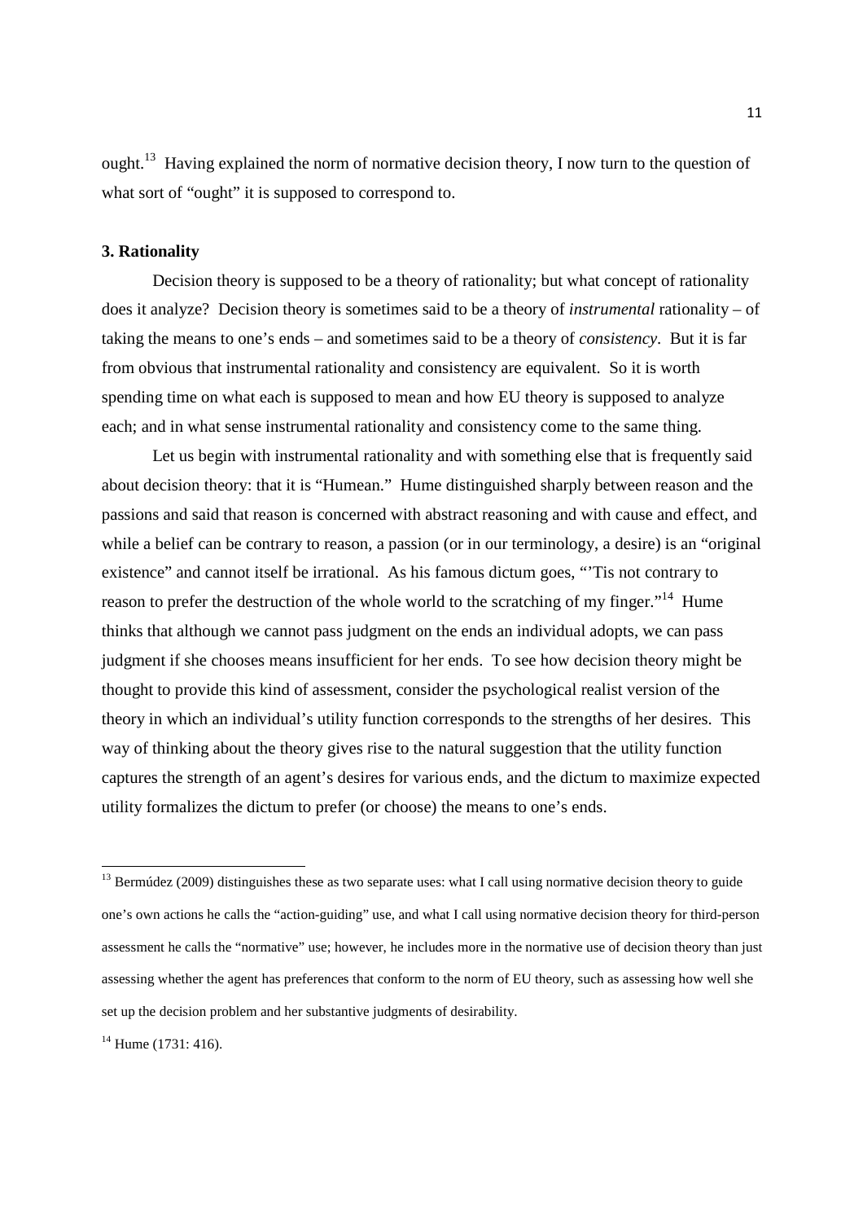ought.[13] Having explained the norm of normative decision theory, I now turn to the question of what sort of "ought" it is supposed to correspond to.

### 3. Rationality

Decision theory is supposed to be a theory of rationality; but what concept of rationality does it analyze? Decision theory is sometimes said to be a theory of *instrumental* rationality – of taking the means to one's ends – and sometimes said to be a theory of *consistency*. But it is far from obvious that instrumental rationality and consistency are equivalent. So it is worth spending time on what each is supposed to mean and how EU theory is supposed to analyze each; and in what sense instrumental rationality and consistency come to the same thing.

Let us begin with instrumental rationality and with something else that is frequently said about decision theory: that it is "Humean." Hume distinguished sharply between reason and the passions and said that reason is concerned with abstract reasoning and with cause and effect, and while a belief can be contrary to reason, a passion (or in our terminology, a desire) is an "original existence" and cannot itself be irrational. As his famous dictum goes, "'Tis not contrary to reason to prefer the destruction of the whole world to the scratching of my finger."[14] Hume thinks that although we cannot pass judgment on the ends an individual adopts, we can pass judgment if she chooses means insufficient for her ends. To see how decision theory might be thought to provide this kind of assessment, consider the psychological realist version of the theory in which an individual's utility function corresponds to the strengths of her desires. This way of thinking about the theory gives rise to the natural suggestion that the utility function captures the strength of an agent's desires for various ends, and the dictum to maximize expected utility formalizes the dictum to prefer (or choose) the means to one's ends.

---

[13] Bermúdez (2009) distinguishes these as two separate uses: what I call using normative decision theory to guide one's own actions he calls the "action-guiding" use, and what I call using normative decision theory for third-person assessment he calls the "normative" use; however, he includes more in the normative use of decision theory than just assessing whether the agent has preferences that conform to the norm of EU theory, such as assessing how well she set up the decision problem and her substantive judgments of desirability.

[14] Hume (1731: 416).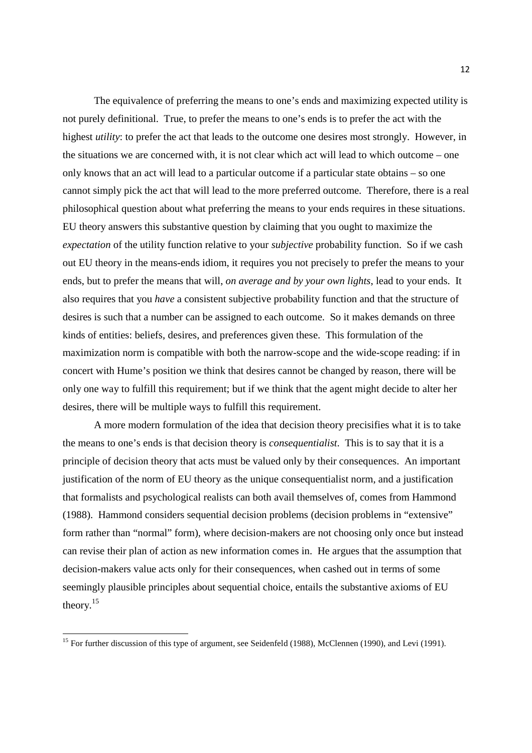The equivalence of preferring the means to one's ends and maximizing expected utility is not purely definitional. True, to prefer the means to one's ends is to prefer the act with the highest *utility*: to prefer the act that leads to the outcome one desires most strongly. However, in the situations we are concerned with, it is not clear which act will lead to which outcome – one only knows that an act will lead to a particular outcome if a particular state obtains – so one cannot simply pick the act that will lead to the more preferred outcome. Therefore, there is a real philosophical question about what preferring the means to your ends requires in these situations. EU theory answers this substantive question by claiming that you ought to maximize the *expectation* of the utility function relative to your *subjective* probability function. So if we cash out EU theory in the means-ends idiom, it requires you not precisely to prefer the means to your ends, but to prefer the means that will, *on average and by your own lights*, lead to your ends. It also requires that you *have* a consistent subjective probability function and that the structure of desires is such that a number can be assigned to each outcome. So it makes demands on three kinds of entities: beliefs, desires, and preferences given these. This formulation of the maximization norm is compatible with both the narrow-scope and the wide-scope reading: if in concert with Hume's position we think that desires cannot be changed by reason, there will be only one way to fulfill this requirement; but if we think that the agent might decide to alter her desires, there will be multiple ways to fulfill this requirement.

A more modern formulation of the idea that decision theory precisifies what it is to take the means to one's ends is that decision theory is *consequentialist*. This is to say that it is a principle of decision theory that acts must be valued only by their consequences. An important justification of the norm of EU theory as the unique consequentialist norm, and a justification that formalists and psychological realists can both avail themselves of, comes from Hammond (1988). Hammond considers sequential decision problems (decision problems in "extensive" form rather than "normal" form), where decision-makers are not choosing only once but instead can revise their plan of action as new information comes in. He argues that the assumption that decision-makers value acts only for their consequences, when cashed out in terms of some seemingly plausible principles about sequential choice, entails the substantive axioms of EU theory.[15]

[15] For further discussion of this type of argument, see Seidenfeld (1988), McClennen (1990), and Levi (1991).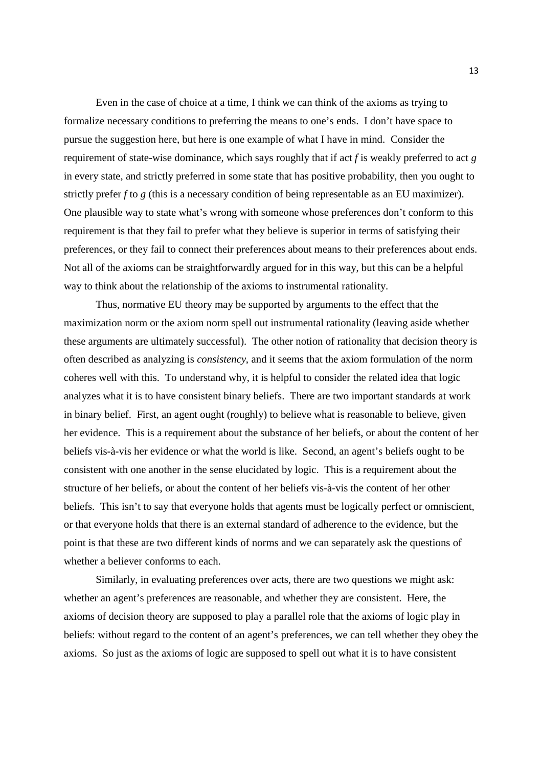Even in the case of choice at a time, I think we can think of the axioms as trying to formalize necessary conditions to preferring the means to one's ends. I don't have space to pursue the suggestion here, but here is one example of what I have in mind. Consider the requirement of state-wise dominance, which says roughly that if act *f* is weakly preferred to act *g* in every state, and strictly preferred in some state that has positive probability, then you ought to strictly prefer *f* to *g* (this is a necessary condition of being representable as an EU maximizer). One plausible way to state what's wrong with someone whose preferences don't conform to this requirement is that they fail to prefer what they believe is superior in terms of satisfying their preferences, or they fail to connect their preferences about means to their preferences about ends. Not all of the axioms can be straightforwardly argued for in this way, but this can be a helpful way to think about the relationship of the axioms to instrumental rationality.

Thus, normative EU theory may be supported by arguments to the effect that the maximization norm or the axiom norm spell out instrumental rationality (leaving aside whether these arguments are ultimately successful). The other notion of rationality that decision theory is often described as analyzing is *consistency*, and it seems that the axiom formulation of the norm coheres well with this. To understand why, it is helpful to consider the related idea that logic analyzes what it is to have consistent binary beliefs. There are two important standards at work in binary belief. First, an agent ought (roughly) to believe what is reasonable to believe, given her evidence. This is a requirement about the substance of her beliefs, or about the content of her beliefs vis-à-vis her evidence or what the world is like. Second, an agent's beliefs ought to be consistent with one another in the sense elucidated by logic. This is a requirement about the structure of her beliefs, or about the content of her beliefs vis-à-vis the content of her other beliefs. This isn't to say that everyone holds that agents must be logically perfect or omniscient, or that everyone holds that there is an external standard of adherence to the evidence, but the point is that these are two different kinds of norms and we can separately ask the questions of whether a believer conforms to each.

Similarly, in evaluating preferences over acts, there are two questions we might ask: whether an agent's preferences are reasonable, and whether they are consistent. Here, the axioms of decision theory are supposed to play a parallel role that the axioms of logic play in beliefs: without regard to the content of an agent's preferences, we can tell whether they obey the axioms. So just as the axioms of logic are supposed to spell out what it is to have consistent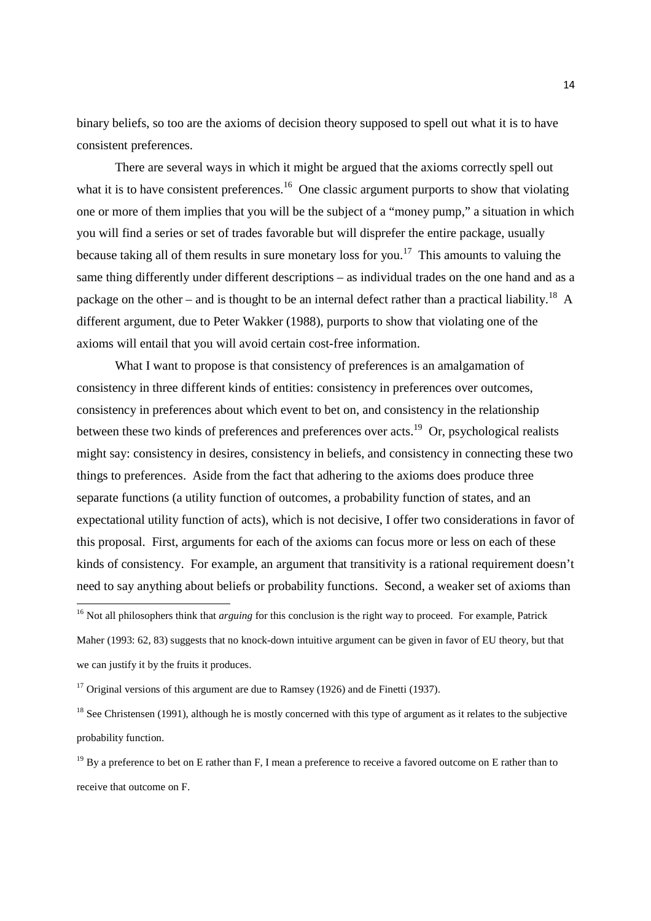binary beliefs, so too are the axioms of decision theory supposed to spell out what it is to have consistent preferences.

There are several ways in which it might be argued that the axioms correctly spell out what it is to have consistent preferences.[16] One classic argument purports to show that violating one or more of them implies that you will be the subject of a "money pump," a situation in which you will find a series or set of trades favorable but will disprefer the entire package, usually because taking all of them results in sure monetary loss for you.[17] This amounts to valuing the same thing differently under different descriptions – as individual trades on the one hand and as a package on the other – and is thought to be an internal defect rather than a practical liability.[18] A different argument, due to Peter Wakker (1988), purports to show that violating one of the axioms will entail that you will avoid certain cost-free information.

What I want to propose is that consistency of preferences is an amalgamation of consistency in three different kinds of entities: consistency in preferences over outcomes, consistency in preferences about which event to bet on, and consistency in the relationship between these two kinds of preferences and preferences over acts.[19] Or, psychological realists might say: consistency in desires, consistency in beliefs, and consistency in connecting these two things to preferences. Aside from the fact that adhering to the axioms does produce three separate functions (a utility function of outcomes, a probability function of states, and an expectational utility function of acts), which is not decisive, I offer two considerations in favor of this proposal. First, arguments for each of the axioms can focus more or less on each of these kinds of consistency. For example, an argument that transitivity is a rational requirement doesn't need to say anything about beliefs or probability functions. Second, a weaker set of axioms than

---

[16] Not all philosophers think that *arguing* for this conclusion is the right way to proceed. For example, Patrick Maher (1993: 62, 83) suggests that no knock-down intuitive argument can be given in favor of EU theory, but that we can justify it by the fruits it produces.

[17] Original versions of this argument are due to Ramsey (1926) and de Finetti (1937).

[18] See Christensen (1991), although he is mostly concerned with this type of argument as it relates to the subjective probability function.

[19] By a preference to bet on E rather than F, I mean a preference to receive a favored outcome on E rather than to receive that outcome on F.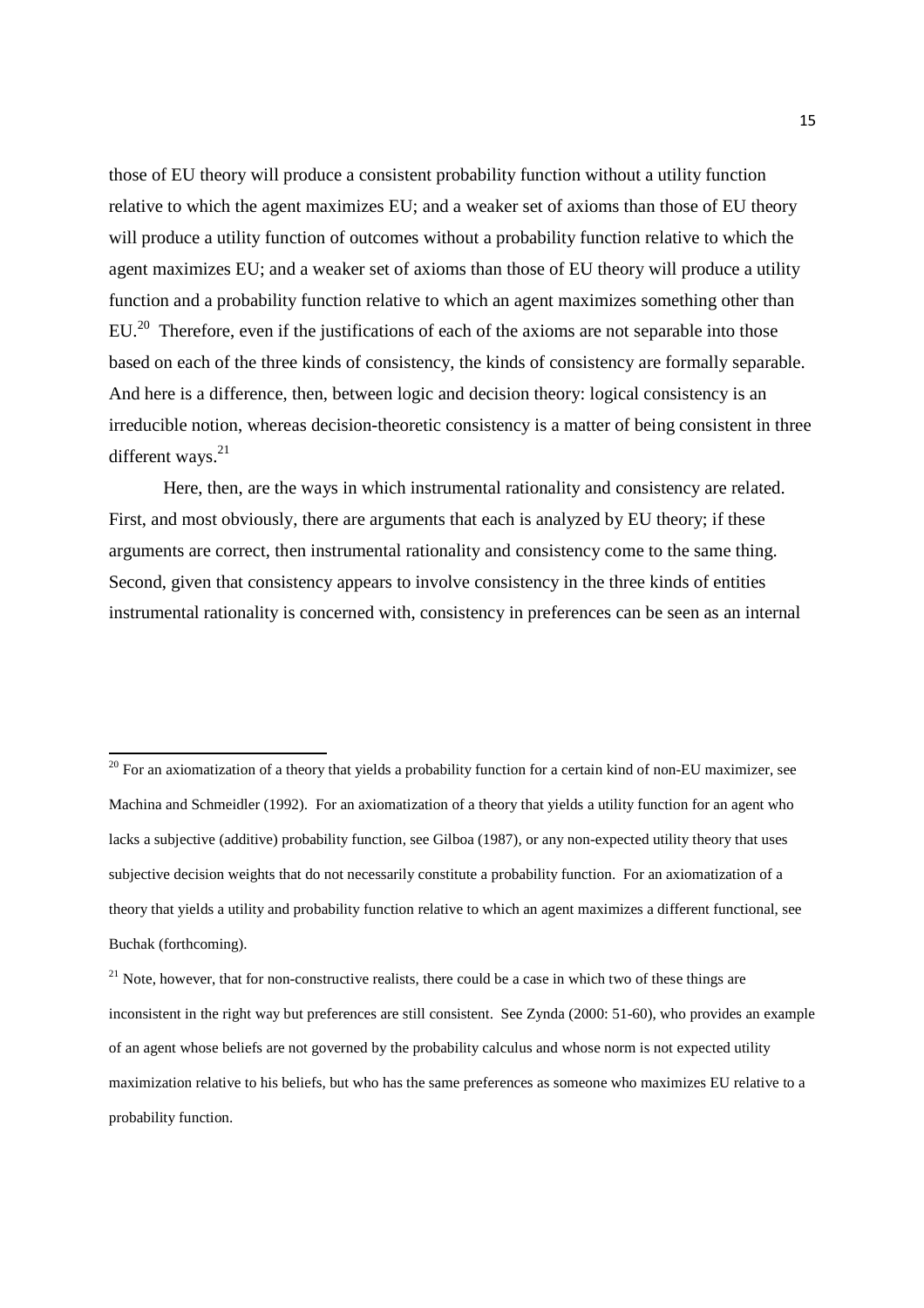those of EU theory will produce a consistent probability function without a utility function relative to which the agent maximizes EU; and a weaker set of axioms than those of EU theory will produce a utility function of outcomes without a probability function relative to which the agent maximizes EU; and a weaker set of axioms than those of EU theory will produce a utility function and a probability function relative to which an agent maximizes something other than EU.[20] Therefore, even if the justifications of each of the axioms are not separable into those based on each of the three kinds of consistency, the kinds of consistency are formally separable. And here is a difference, then, between logic and decision theory: logical consistency is an irreducible notion, whereas decision-theoretic consistency is a matter of being consistent in three different ways.[21]

Here, then, are the ways in which instrumental rationality and consistency are related. First, and most obviously, there are arguments that each is analyzed by EU theory; if these arguments are correct, then instrumental rationality and consistency come to the same thing. Second, given that consistency appears to involve consistency in the three kinds of entities instrumental rationality is concerned with, consistency in preferences can be seen as an internal

---

[20] For an axiomatization of a theory that yields a probability function for a certain kind of non-EU maximizer, see Machina and Schmeidler (1992). For an axiomatization of a theory that yields a utility function for an agent who lacks a subjective (additive) probability function, see Gilboa (1987), or any non-expected utility theory that uses subjective decision weights that do not necessarily constitute a probability function. For an axiomatization of a theory that yields a utility and probability function relative to which an agent maximizes a different functional, see Buchak (forthcoming).

[21] Note, however, that for non-constructive realists, there could be a case in which two of these things are inconsistent in the right way but preferences are still consistent. See Zynda (2000: 51-60), who provides an example of an agent whose beliefs are not governed by the probability calculus and whose norm is not expected utility maximization relative to his beliefs, but who has the same preferences as someone who maximizes EU relative to a probability function.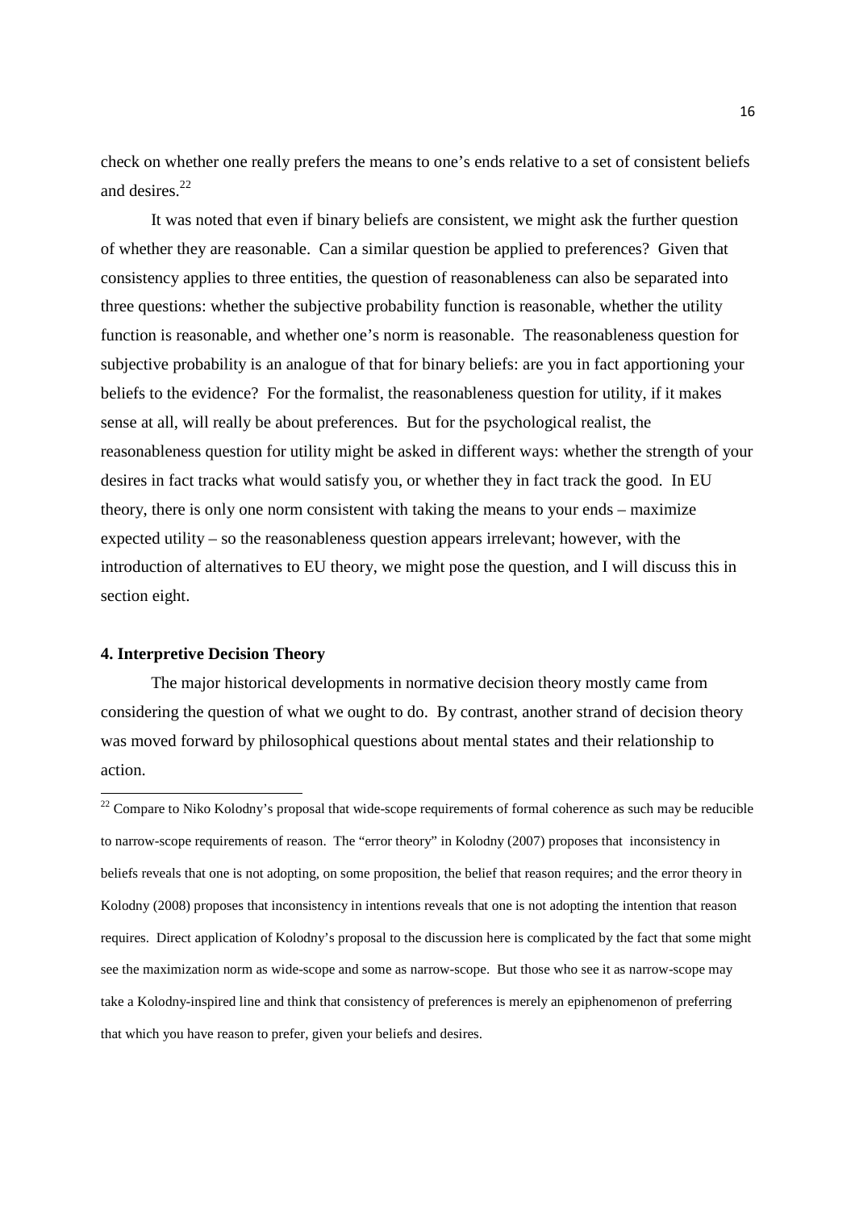check on whether one really prefers the means to one's ends relative to a set of consistent beliefs and desires.[22]

It was noted that even if binary beliefs are consistent, we might ask the further question of whether they are reasonable. Can a similar question be applied to preferences? Given that consistency applies to three entities, the question of reasonableness can also be separated into three questions: whether the subjective probability function is reasonable, whether the utility function is reasonable, and whether one's norm is reasonable. The reasonableness question for subjective probability is an analogue of that for binary beliefs: are you in fact apportioning your beliefs to the evidence? For the formalist, the reasonableness question for utility, if it makes sense at all, will really be about preferences. But for the psychological realist, the reasonableness question for utility might be asked in different ways: whether the strength of your desires in fact tracks what would satisfy you, or whether they in fact track the good. In EU theory, there is only one norm consistent with taking the means to your ends – maximize expected utility – so the reasonableness question appears irrelevant; however, with the introduction of alternatives to EU theory, we might pose the question, and I will discuss this in section eight.

## 4. Interpretive Decision Theory

The major historical developments in normative decision theory mostly came from considering the question of what we ought to do. By contrast, another strand of decision theory was moved forward by philosophical questions about mental states and their relationship to action.

[22] Compare to Niko Kolodny's proposal that wide-scope requirements of formal coherence as such may be reducible to narrow-scope requirements of reason. The "error theory" in Kolodny (2007) proposes that inconsistency in beliefs reveals that one is not adopting, on some proposition, the belief that reason requires; and the error theory in Kolodny (2008) proposes that inconsistency in intentions reveals that one is not adopting the intention that reason requires. Direct application of Kolodny's proposal to the discussion here is complicated by the fact that some might see the maximization norm as wide-scope and some as narrow-scope. But those who see it as narrow-scope may take a Kolodny-inspired line and think that consistency of preferences is merely an epiphenomenon of preferring that which you have reason to prefer, given your beliefs and desires.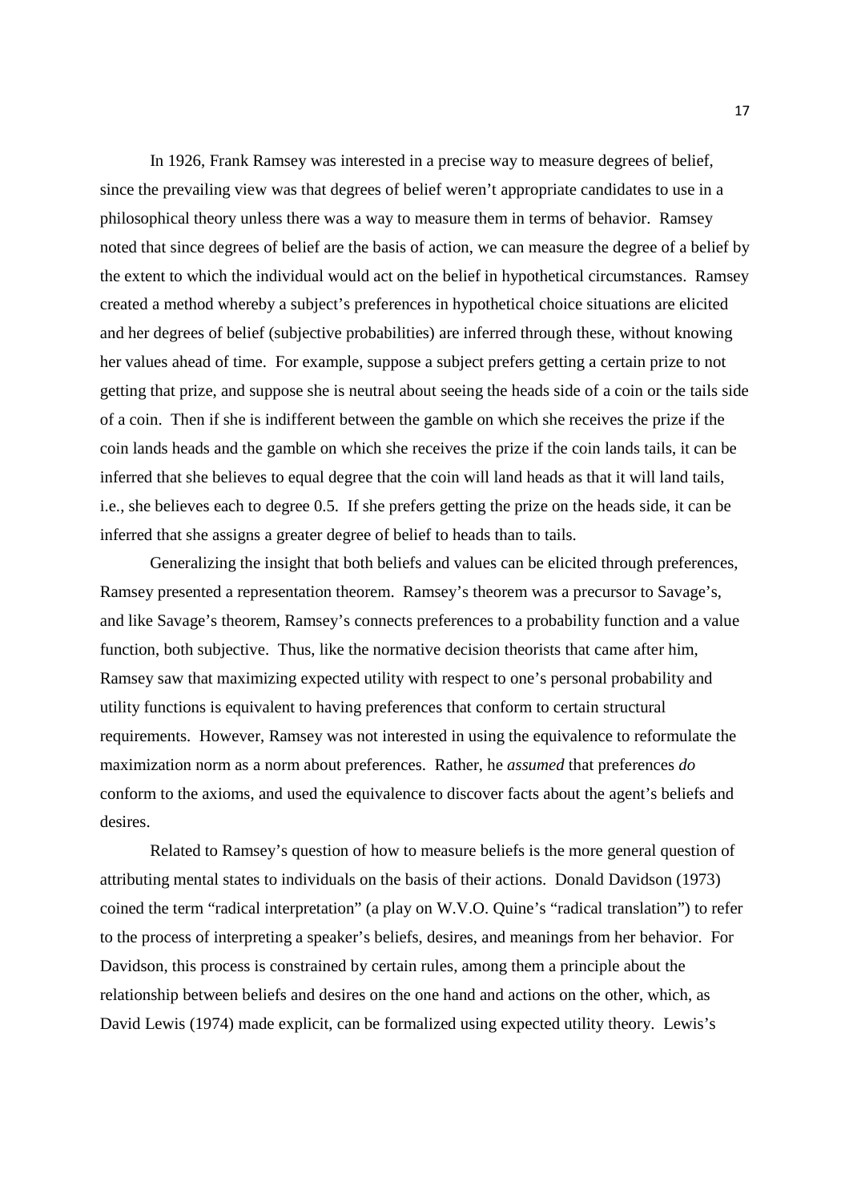In 1926, Frank Ramsey was interested in a precise way to measure degrees of belief, since the prevailing view was that degrees of belief weren't appropriate candidates to use in a philosophical theory unless there was a way to measure them in terms of behavior. Ramsey noted that since degrees of belief are the basis of action, we can measure the degree of a belief by the extent to which the individual would act on the belief in hypothetical circumstances. Ramsey created a method whereby a subject's preferences in hypothetical choice situations are elicited and her degrees of belief (subjective probabilities) are inferred through these, without knowing her values ahead of time. For example, suppose a subject prefers getting a certain prize to not getting that prize, and suppose she is neutral about seeing the heads side of a coin or the tails side of a coin. Then if she is indifferent between the gamble on which she receives the prize if the coin lands heads and the gamble on which she receives the prize if the coin lands tails, it can be inferred that she believes to equal degree that the coin will land heads as that it will land tails, i.e., she believes each to degree 0.5. If she prefers getting the prize on the heads side, it can be inferred that she assigns a greater degree of belief to heads than to tails.

Generalizing the insight that both beliefs and values can be elicited through preferences, Ramsey presented a representation theorem. Ramsey's theorem was a precursor to Savage's, and like Savage's theorem, Ramsey's connects preferences to a probability function and a value function, both subjective. Thus, like the normative decision theorists that came after him, Ramsey saw that maximizing expected utility with respect to one's personal probability and utility functions is equivalent to having preferences that conform to certain structural requirements. However, Ramsey was not interested in using the equivalence to reformulate the maximization norm as a norm about preferences. Rather, he *assumed* that preferences *do* conform to the axioms, and used the equivalence to discover facts about the agent's beliefs and desires.

Related to Ramsey's question of how to measure beliefs is the more general question of attributing mental states to individuals on the basis of their actions. Donald Davidson (1973) coined the term "radical interpretation" (a play on W.V.O. Quine's "radical translation") to refer to the process of interpreting a speaker's beliefs, desires, and meanings from her behavior. For Davidson, this process is constrained by certain rules, among them a principle about the relationship between beliefs and desires on the one hand and actions on the other, which, as David Lewis (1974) made explicit, can be formalized using expected utility theory. Lewis's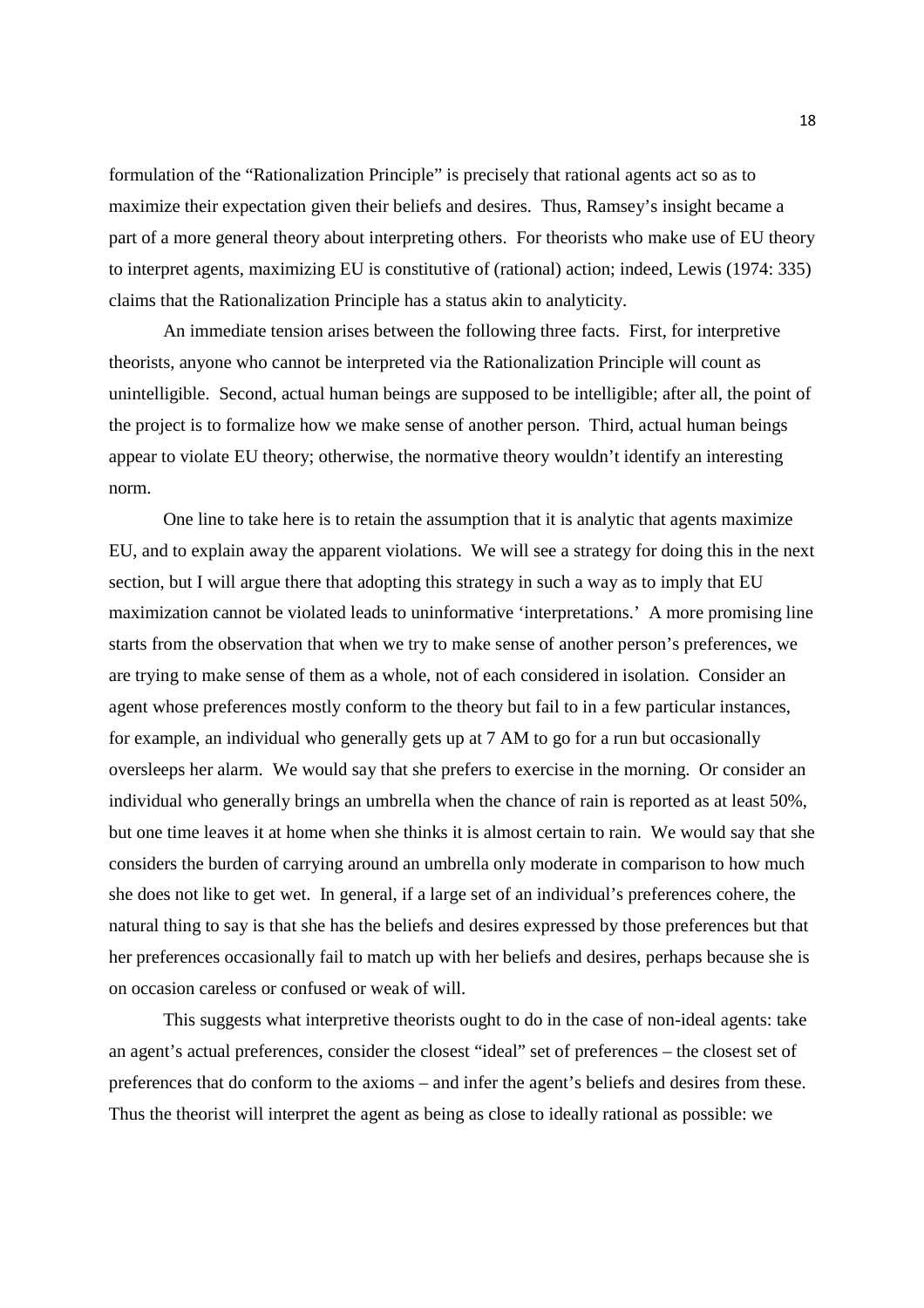formulation of the "Rationalization Principle" is precisely that rational agents act so as to maximize their expectation given their beliefs and desires. Thus, Ramsey's insight became a part of a more general theory about interpreting others. For theorists who make use of EU theory to interpret agents, maximizing EU is constitutive of (rational) action; indeed, Lewis (1974: 335) claims that the Rationalization Principle has a status akin to analyticity.

An immediate tension arises between the following three facts. First, for interpretive theorists, anyone who cannot be interpreted via the Rationalization Principle will count as unintelligible. Second, actual human beings are supposed to be intelligible; after all, the point of the project is to formalize how we make sense of another person. Third, actual human beings appear to violate EU theory; otherwise, the normative theory wouldn't identify an interesting norm.

One line to take here is to retain the assumption that it is analytic that agents maximize EU, and to explain away the apparent violations. We will see a strategy for doing this in the next section, but I will argue there that adopting this strategy in such a way as to imply that EU maximization cannot be violated leads to uninformative 'interpretations.' A more promising line starts from the observation that when we try to make sense of another person's preferences, we are trying to make sense of them as a whole, not of each considered in isolation. Consider an agent whose preferences mostly conform to the theory but fail to in a few particular instances, for example, an individual who generally gets up at 7 AM to go for a run but occasionally oversleeps her alarm. We would say that she prefers to exercise in the morning. Or consider an individual who generally brings an umbrella when the chance of rain is reported as at least 50%, but one time leaves it at home when she thinks it is almost certain to rain. We would say that she considers the burden of carrying around an umbrella only moderate in comparison to how much she does not like to get wet. In general, if a large set of an individual's preferences cohere, the natural thing to say is that she has the beliefs and desires expressed by those preferences but that her preferences occasionally fail to match up with her beliefs and desires, perhaps because she is on occasion careless or confused or weak of will.

This suggests what interpretive theorists ought to do in the case of non-ideal agents: take an agent's actual preferences, consider the closest "ideal" set of preferences – the closest set of preferences that do conform to the axioms – and infer the agent's beliefs and desires from these. Thus the theorist will interpret the agent as being as close to ideally rational as possible: we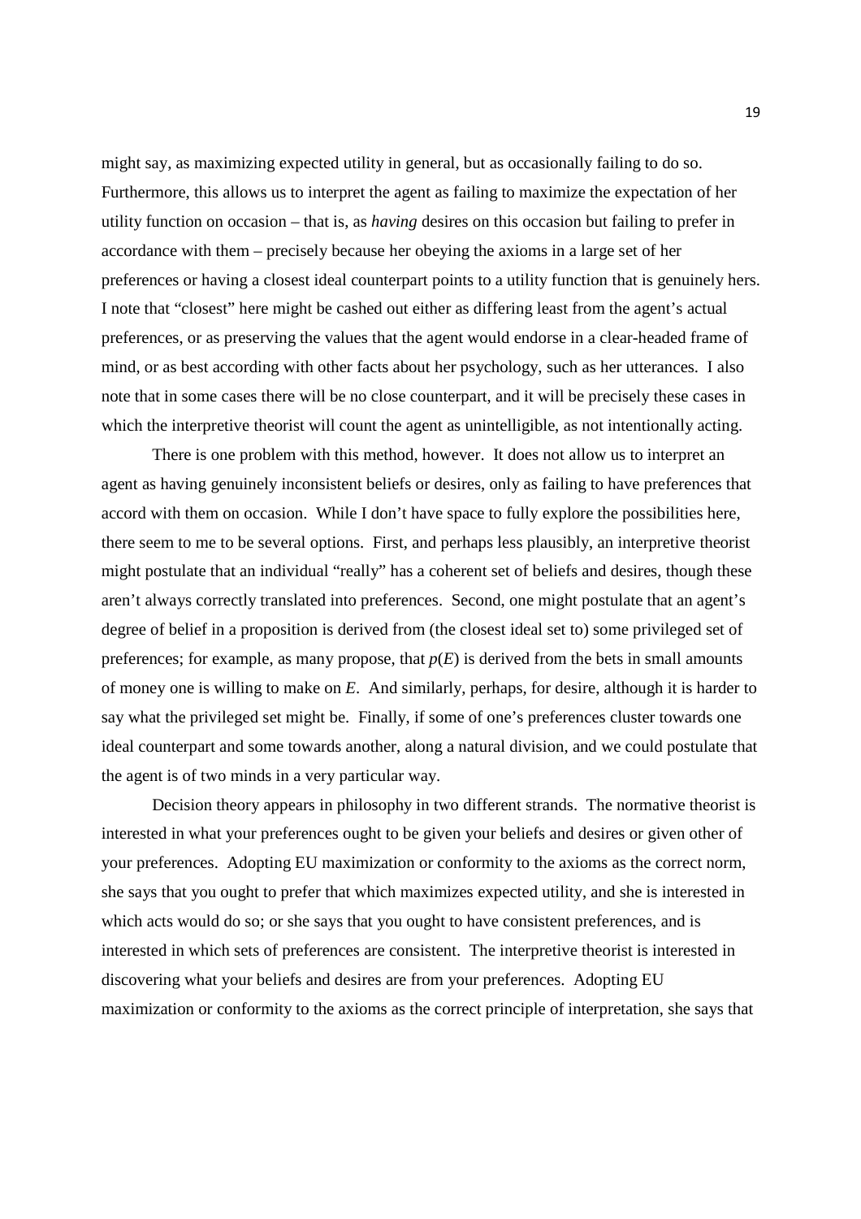might say, as maximizing expected utility in general, but as occasionally failing to do so. Furthermore, this allows us to interpret the agent as failing to maximize the expectation of her utility function on occasion – that is, as *having* desires on this occasion but failing to prefer in accordance with them – precisely because her obeying the axioms in a large set of her preferences or having a closest ideal counterpart points to a utility function that is genuinely hers. I note that "closest" here might be cashed out either as differing least from the agent's actual preferences, or as preserving the values that the agent would endorse in a clear-headed frame of mind, or as best according with other facts about her psychology, such as her utterances. I also note that in some cases there will be no close counterpart, and it will be precisely these cases in which the interpretive theorist will count the agent as unintelligible, as not intentionally acting.

There is one problem with this method, however. It does not allow us to interpret an agent as having genuinely inconsistent beliefs or desires, only as failing to have preferences that accord with them on occasion. While I don't have space to fully explore the possibilities here, there seem to me to be several options. First, and perhaps less plausibly, an interpretive theorist might postulate that an individual "really" has a coherent set of beliefs and desires, though these aren't always correctly translated into preferences. Second, one might postulate that an agent's degree of belief in a proposition is derived from (the closest ideal set to) some privileged set of preferences; for example, as many propose, that $p(E)$ is derived from the bets in small amounts of money one is willing to make on $E$. And similarly, perhaps, for desire, although it is harder to say what the privileged set might be. Finally, if some of one's preferences cluster towards one ideal counterpart and some towards another, along a natural division, and we could postulate that the agent is of two minds in a very particular way.

Decision theory appears in philosophy in two different strands. The normative theorist is interested in what your preferences ought to be given your beliefs and desires or given other of your preferences. Adopting EU maximization or conformity to the axioms as the correct norm, she says that you ought to prefer that which maximizes expected utility, and she is interested in which acts would do so; or she says that you ought to have consistent preferences, and is interested in which sets of preferences are consistent. The interpretive theorist is interested in discovering what your beliefs and desires are from your preferences. Adopting EU maximization or conformity to the axioms as the correct principle of interpretation, she says that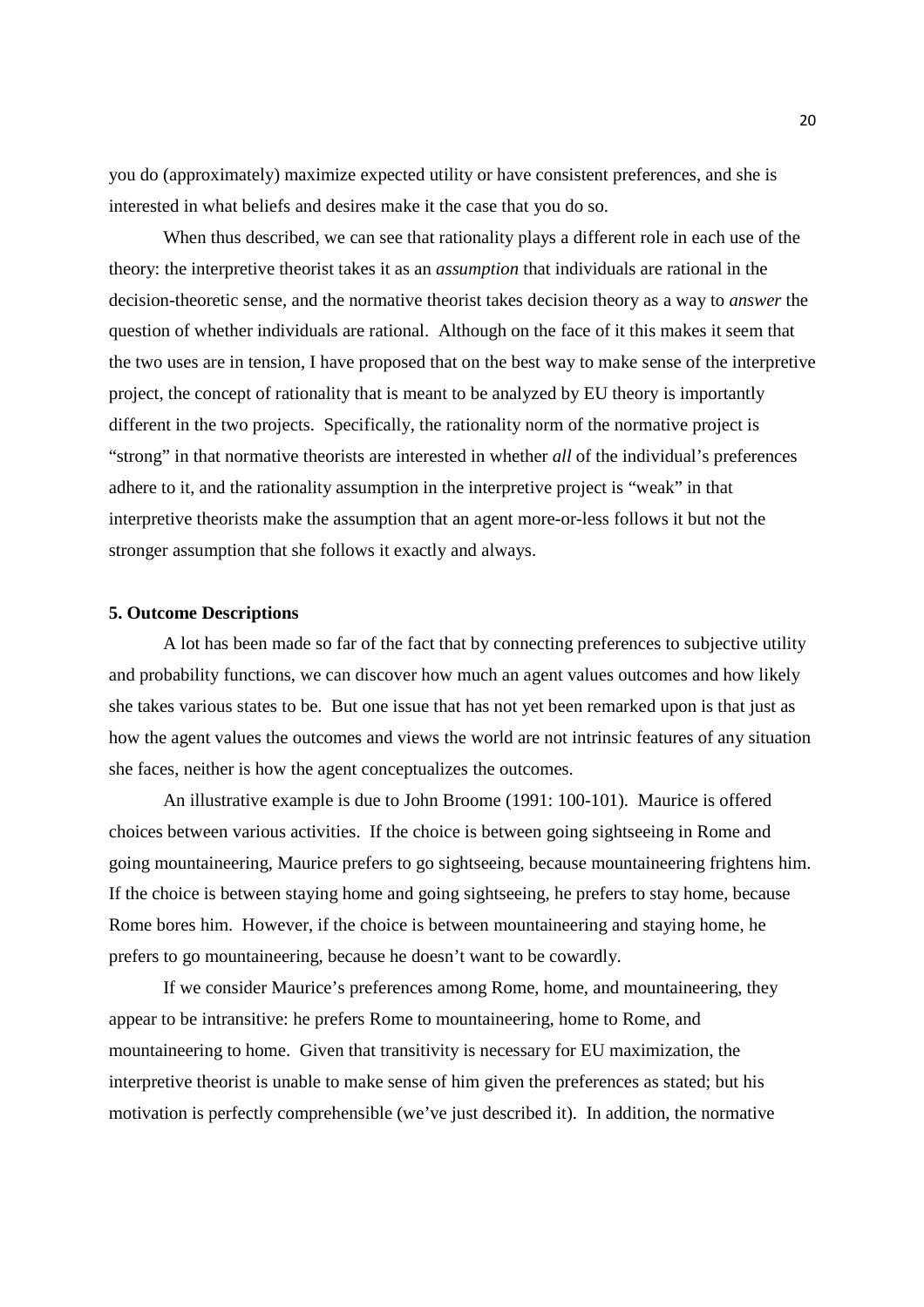you do (approximately) maximize expected utility or have consistent preferences, and she is interested in what beliefs and desires make it the case that you do so.

When thus described, we can see that rationality plays a different role in each use of the theory: the interpretive theorist takes it as an *assumption* that individuals are rational in the decision-theoretic sense, and the normative theorist takes decision theory as a way to *answer* the question of whether individuals are rational. Although on the face of it this makes it seem that the two uses are in tension, I have proposed that on the best way to make sense of the interpretive project, the concept of rationality that is meant to be analyzed by EU theory is importantly different in the two projects. Specifically, the rationality norm of the normative project is "strong" in that normative theorists are interested in whether *all* of the individual's preferences adhere to it, and the rationality assumption in the interpretive project is "weak" in that interpretive theorists make the assumption that an agent more-or-less follows it but not the stronger assumption that she follows it exactly and always.

### 5. Outcome Descriptions

A lot has been made so far of the fact that by connecting preferences to subjective utility and probability functions, we can discover how much an agent values outcomes and how likely she takes various states to be. But one issue that has not yet been remarked upon is that just as how the agent values the outcomes and views the world are not intrinsic features of any situation she faces, neither is how the agent conceptualizes the outcomes.

An illustrative example is due to John Broome (1991: 100-101). Maurice is offered choices between various activities. If the choice is between going sightseeing in Rome and going mountaineering, Maurice prefers to go sightseeing, because mountaineering frightens him. If the choice is between staying home and going sightseeing, he prefers to stay home, because Rome bores him. However, if the choice is between mountaineering and staying home, he prefers to go mountaineering, because he doesn't want to be cowardly.

If we consider Maurice's preferences among Rome, home, and mountaineering, they appear to be intransitive: he prefers Rome to mountaineering, home to Rome, and mountaineering to home. Given that transitivity is necessary for EU maximization, the interpretive theorist is unable to make sense of him given the preferences as stated; but his motivation is perfectly comprehensible (we've just described it). In addition, the normative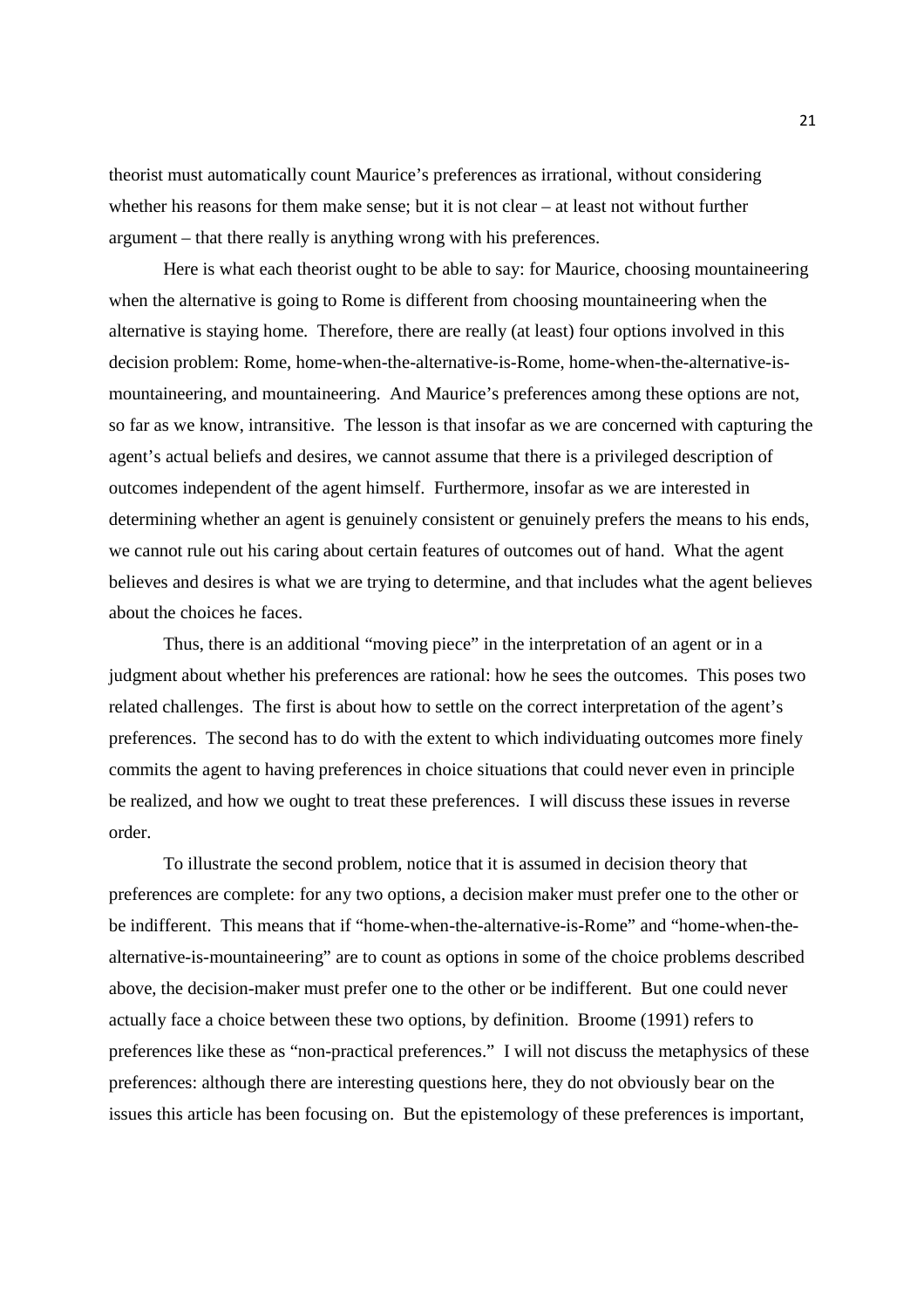theorist must automatically count Maurice's preferences as irrational, without considering whether his reasons for them make sense; but it is not clear – at least not without further argument – that there really is anything wrong with his preferences.

Here is what each theorist ought to be able to say: for Maurice, choosing mountaineering when the alternative is going to Rome is different from choosing mountaineering when the alternative is staying home. Therefore, there are really (at least) four options involved in this decision problem: Rome, home-when-the-alternative-is-Rome, home-when-the-alternative-is-mountaineering, and mountaineering. And Maurice's preferences among these options are not, so far as we know, intransitive. The lesson is that insofar as we are concerned with capturing the agent's actual beliefs and desires, we cannot assume that there is a privileged description of outcomes independent of the agent himself. Furthermore, insofar as we are interested in determining whether an agent is genuinely consistent or genuinely prefers the means to his ends, we cannot rule out his caring about certain features of outcomes out of hand. What the agent believes and desires is what we are trying to determine, and that includes what the agent believes about the choices he faces.

Thus, there is an additional "moving piece" in the interpretation of an agent or in a judgment about whether his preferences are rational: how he sees the outcomes. This poses two related challenges. The first is about how to settle on the correct interpretation of the agent's preferences. The second has to do with the extent to which individuating outcomes more finely commits the agent to having preferences in choice situations that could never even in principle be realized, and how we ought to treat these preferences. I will discuss these issues in reverse order.

To illustrate the second problem, notice that it is assumed in decision theory that preferences are complete: for any two options, a decision maker must prefer one to the other or be indifferent. This means that if "home-when-the-alternative-is-Rome" and "home-when-the-alternative-is-mountaineering" are to count as options in some of the choice problems described above, the decision-maker must prefer one to the other or be indifferent. But one could never actually face a choice between these two options, by definition. Broome (1991) refers to preferences like these as "non-practical preferences." I will not discuss the metaphysics of these preferences: although there are interesting questions here, they do not obviously bear on the issues this article has been focusing on. But the epistemology of these preferences is important,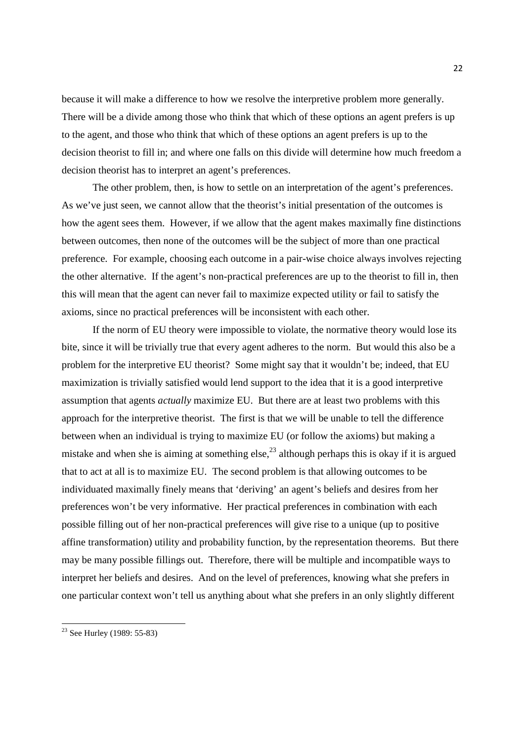because it will make a difference to how we resolve the interpretive problem more generally. There will be a divide among those who think that which of these options an agent prefers is up to the agent, and those who think that which of these options an agent prefers is up to the decision theorist to fill in; and where one falls on this divide will determine how much freedom a decision theorist has to interpret an agent's preferences.

The other problem, then, is how to settle on an interpretation of the agent's preferences. As we've just seen, we cannot allow that the theorist's initial presentation of the outcomes is how the agent sees them. However, if we allow that the agent makes maximally fine distinctions between outcomes, then none of the outcomes will be the subject of more than one practical preference. For example, choosing each outcome in a pair-wise choice always involves rejecting the other alternative. If the agent's non-practical preferences are up to the theorist to fill in, then this will mean that the agent can never fail to maximize expected utility or fail to satisfy the axioms, since no practical preferences will be inconsistent with each other.

If the norm of EU theory were impossible to violate, the normative theory would lose its bite, since it will be trivially true that every agent adheres to the norm. But would this also be a problem for the interpretive EU theorist? Some might say that it wouldn't be; indeed, that EU maximization is trivially satisfied would lend support to the idea that it is a good interpretive assumption that agents *actually* maximize EU. But there are at least two problems with this approach for the interpretive theorist. The first is that we will be unable to tell the difference between when an individual is trying to maximize EU (or follow the axioms) but making a mistake and when she is aiming at something else,[23] although perhaps this is okay if it is argued that to act at all is to maximize EU. The second problem is that allowing outcomes to be individuated maximally finely means that 'deriving' an agent's beliefs and desires from her preferences won't be very informative. Her practical preferences in combination with each possible filling out of her non-practical preferences will give rise to a unique (up to positive affine transformation) utility and probability function, by the representation theorems. But there may be many possible fillings out. Therefore, there will be multiple and incompatible ways to interpret her beliefs and desires. And on the level of preferences, knowing what she prefers in one particular context won't tell us anything about what she prefers in an only slightly different

[23] See Hurley (1989: 55-83)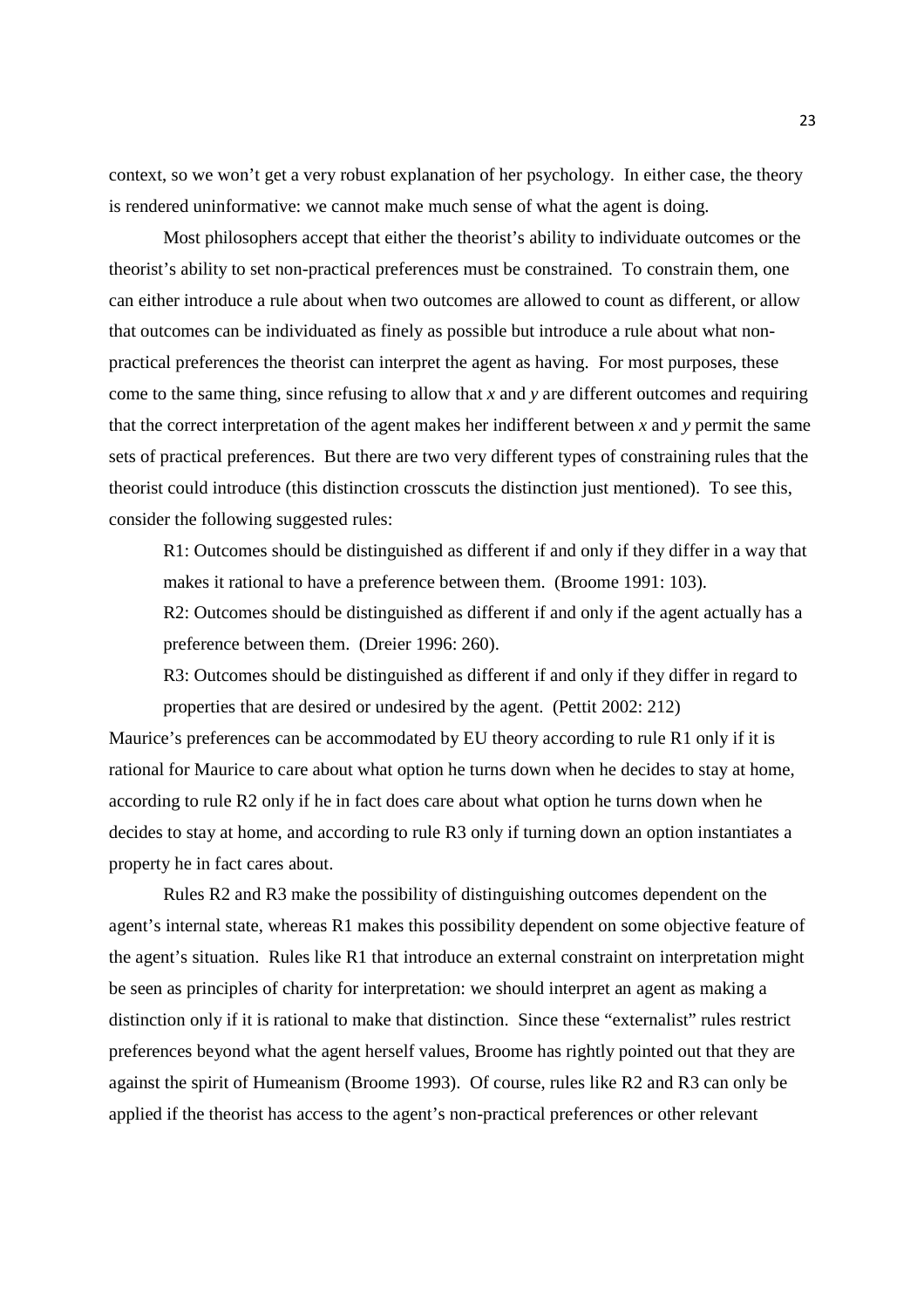context, so we won't get a very robust explanation of her psychology. In either case, the theory is rendered uninformative: we cannot make much sense of what the agent is doing.

Most philosophers accept that either the theorist's ability to individuate outcomes or the theorist's ability to set non-practical preferences must be constrained. To constrain them, one can either introduce a rule about when two outcomes are allowed to count as different, or allow that outcomes can be individuated as finely as possible but introduce a rule about what non-practical preferences the theorist can interpret the agent as having. For most purposes, these come to the same thing, since refusing to allow that *x* and *y* are different outcomes and requiring that the correct interpretation of the agent makes her indifferent between *x* and *y* permit the same sets of practical preferences. But there are two very different types of constraining rules that the theorist could introduce (this distinction crosscuts the distinction just mentioned). To see this, consider the following suggested rules:

R1: Outcomes should be distinguished as different if and only if they differ in a way that makes it rational to have a preference between them. (Broome 1991: 103).

R2: Outcomes should be distinguished as different if and only if the agent actually has a preference between them. (Dreier 1996: 260).

R3: Outcomes should be distinguished as different if and only if they differ in regard to properties that are desired or undesired by the agent. (Pettit 2002: 212)

Maurice's preferences can be accommodated by EU theory according to rule R1 only if it is rational for Maurice to care about what option he turns down when he decides to stay at home, according to rule R2 only if he in fact does care about what option he turns down when he decides to stay at home, and according to rule R3 only if turning down an option instantiates a property he in fact cares about.

Rules R2 and R3 make the possibility of distinguishing outcomes dependent on the agent's internal state, whereas R1 makes this possibility dependent on some objective feature of the agent's situation. Rules like R1 that introduce an external constraint on interpretation might be seen as principles of charity for interpretation: we should interpret an agent as making a distinction only if it is rational to make that distinction. Since these "externalist" rules restrict preferences beyond what the agent herself values, Broome has rightly pointed out that they are against the spirit of Humeanism (Broome 1993). Of course, rules like R2 and R3 can only be applied if the theorist has access to the agent's non-practical preferences or other relevant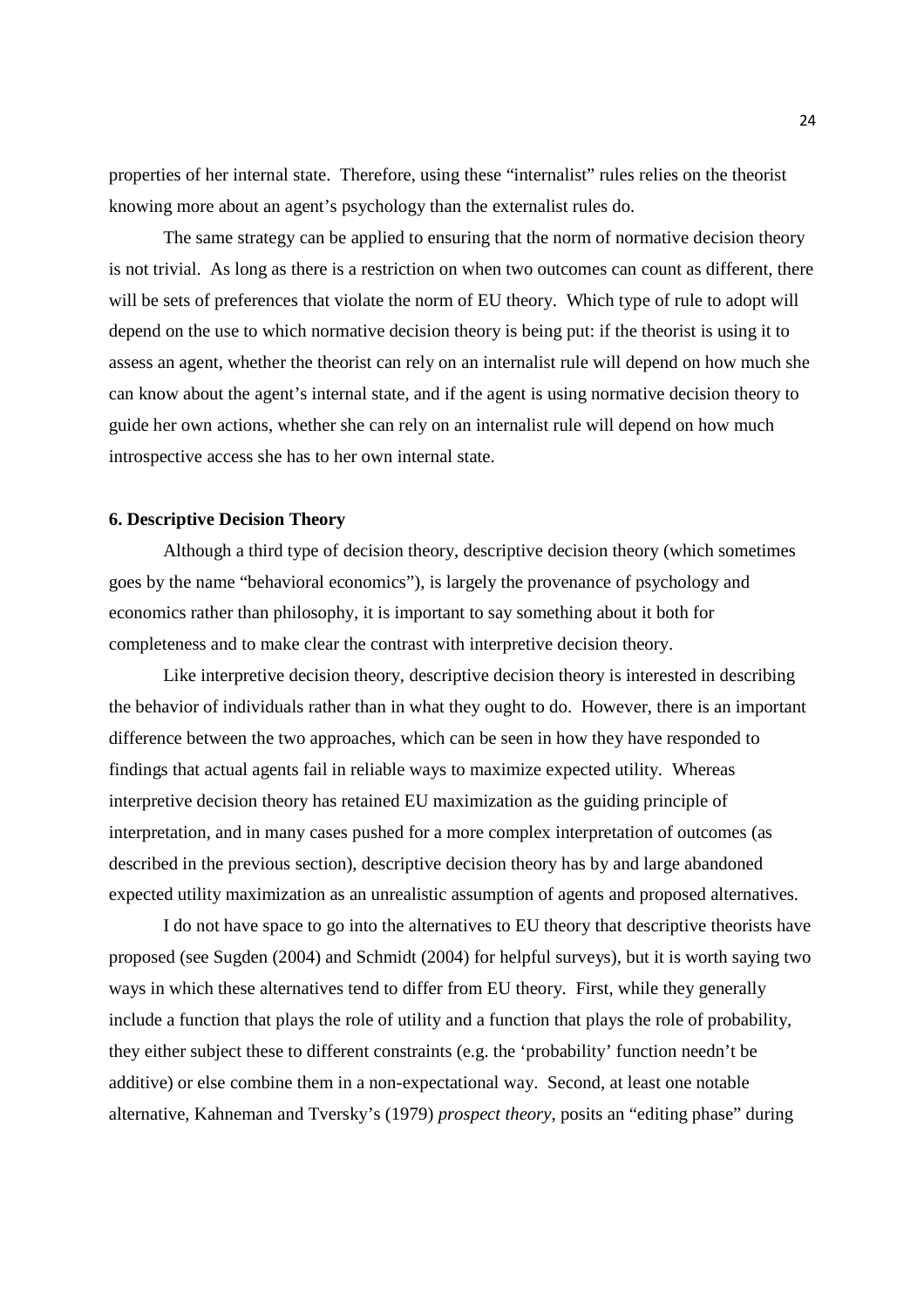properties of her internal state. Therefore, using these "internalist" rules relies on the theorist knowing more about an agent's psychology than the externalist rules do.

The same strategy can be applied to ensuring that the norm of normative decision theory is not trivial. As long as there is a restriction on when two outcomes can count as different, there will be sets of preferences that violate the norm of EU theory. Which type of rule to adopt will depend on the use to which normative decision theory is being put: if the theorist is using it to assess an agent, whether the theorist can rely on an internalist rule will depend on how much she can know about the agent's internal state, and if the agent is using normative decision theory to guide her own actions, whether she can rely on an internalist rule will depend on how much introspective access she has to her own internal state.

## 6. Descriptive Decision Theory

Although a third type of decision theory, descriptive decision theory (which sometimes goes by the name "behavioral economics"), is largely the provenance of psychology and economics rather than philosophy, it is important to say something about it both for completeness and to make clear the contrast with interpretive decision theory.

Like interpretive decision theory, descriptive decision theory is interested in describing the behavior of individuals rather than in what they ought to do. However, there is an important difference between the two approaches, which can be seen in how they have responded to findings that actual agents fail in reliable ways to maximize expected utility. Whereas interpretive decision theory has retained EU maximization as the guiding principle of interpretation, and in many cases pushed for a more complex interpretation of outcomes (as described in the previous section), descriptive decision theory has by and large abandoned expected utility maximization as an unrealistic assumption of agents and proposed alternatives.

I do not have space to go into the alternatives to EU theory that descriptive theorists have proposed (see Sugden (2004) and Schmidt (2004) for helpful surveys), but it is worth saying two ways in which these alternatives tend to differ from EU theory. First, while they generally include a function that plays the role of utility and a function that plays the role of probability, they either subject these to different constraints (e.g. the 'probability' function needn't be additive) or else combine them in a non-expectational way. Second, at least one notable alternative, Kahneman and Tversky's (1979) *prospect theory*, posits an "editing phase" during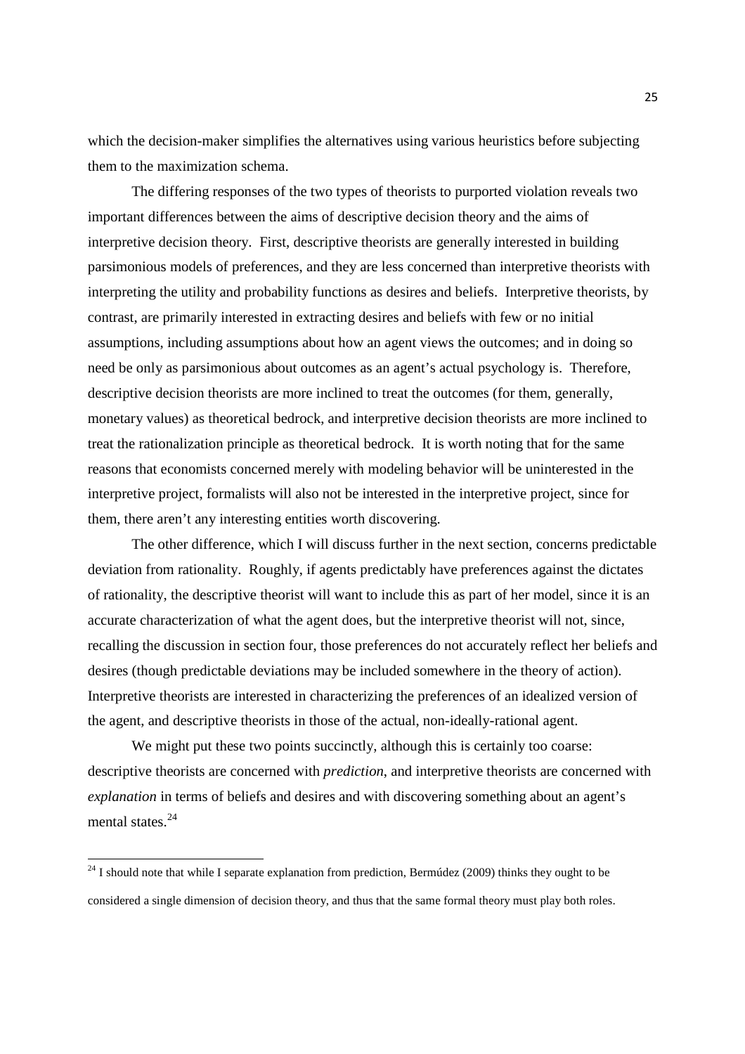which the decision-maker simplifies the alternatives using various heuristics before subjecting them to the maximization schema.

The differing responses of the two types of theorists to purported violation reveals two important differences between the aims of descriptive decision theory and the aims of interpretive decision theory. First, descriptive theorists are generally interested in building parsimonious models of preferences, and they are less concerned than interpretive theorists with interpreting the utility and probability functions as desires and beliefs. Interpretive theorists, by contrast, are primarily interested in extracting desires and beliefs with few or no initial assumptions, including assumptions about how an agent views the outcomes; and in doing so need be only as parsimonious about outcomes as an agent's actual psychology is. Therefore, descriptive decision theorists are more inclined to treat the outcomes (for them, generally, monetary values) as theoretical bedrock, and interpretive decision theorists are more inclined to treat the rationalization principle as theoretical bedrock. It is worth noting that for the same reasons that economists concerned merely with modeling behavior will be uninterested in the interpretive project, formalists will also not be interested in the interpretive project, since for them, there aren't any interesting entities worth discovering.

The other difference, which I will discuss further in the next section, concerns predictable deviation from rationality. Roughly, if agents predictably have preferences against the dictates of rationality, the descriptive theorist will want to include this as part of her model, since it is an accurate characterization of what the agent does, but the interpretive theorist will not, since, recalling the discussion in section four, those preferences do not accurately reflect her beliefs and desires (though predictable deviations may be included somewhere in the theory of action). Interpretive theorists are interested in characterizing the preferences of an idealized version of the agent, and descriptive theorists in those of the actual, non-ideally-rational agent.

We might put these two points succinctly, although this is certainly too coarse: descriptive theorists are concerned with *prediction*, and interpretive theorists are concerned with *explanation* in terms of beliefs and desires and with discovering something about an agent's mental states.[24]

[24] I should note that while I separate explanation from prediction, Bermúdez (2009) thinks they ought to be considered a single dimension of decision theory, and thus that the same formal theory must play both roles.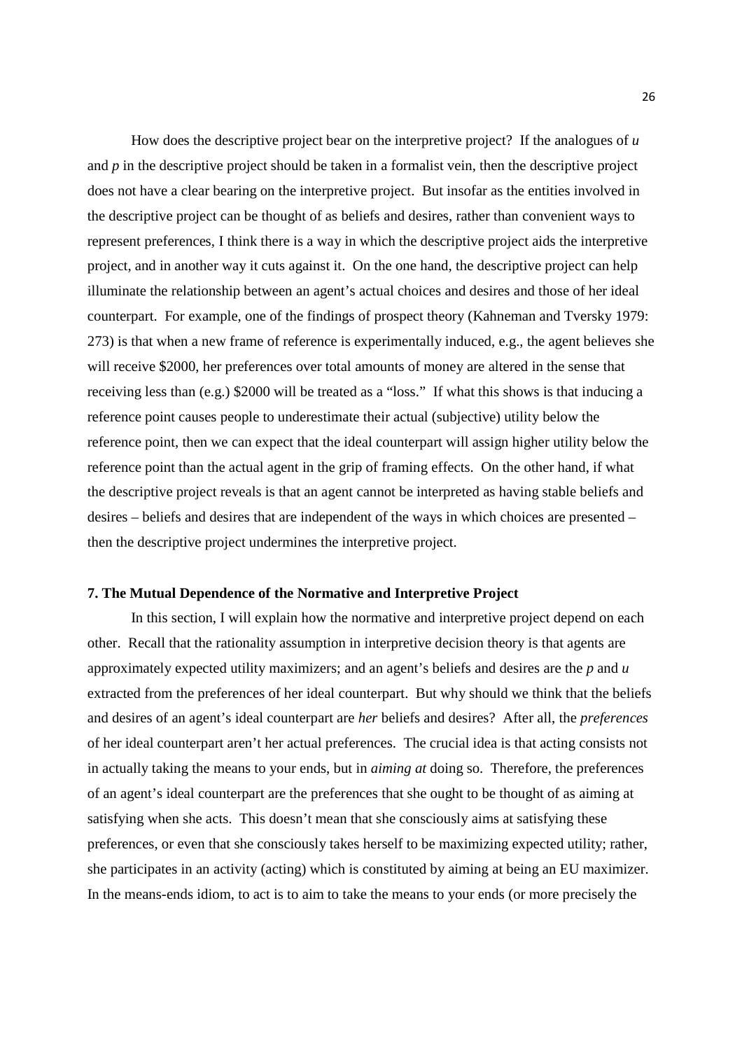How does the descriptive project bear on the interpretive project? If the analogues of $u$ and $p$ in the descriptive project should be taken in a formalist vein, then the descriptive project does not have a clear bearing on the interpretive project. But insofar as the entities involved in the descriptive project can be thought of as beliefs and desires, rather than convenient ways to represent preferences, I think there is a way in which the descriptive project aids the interpretive project, and in another way it cuts against it. On the one hand, the descriptive project can help illuminate the relationship between an agent's actual choices and desires and those of her ideal counterpart. For example, one of the findings of prospect theory (Kahneman and Tversky 1979: 273) is that when a new frame of reference is experimentally induced, e.g., the agent believes she will receive \$2000, her preferences over total amounts of money are altered in the sense that receiving less than (e.g.) \$2000 will be treated as a "loss." If what this shows is that inducing a reference point causes people to underestimate their actual (subjective) utility below the reference point, then we can expect that the ideal counterpart will assign higher utility below the reference point than the actual agent in the grip of framing effects. On the other hand, if what the descriptive project reveals is that an agent cannot be interpreted as having stable beliefs and desires – beliefs and desires that are independent of the ways in which choices are presented – then the descriptive project undermines the interpretive project.

### 7. The Mutual Dependence of the Normative and Interpretive Project

In this section, I will explain how the normative and interpretive project depend on each other. Recall that the rationality assumption in interpretive decision theory is that agents are approximately expected utility maximizers; and an agent's beliefs and desires are the $p$ and $u$ extracted from the preferences of her ideal counterpart. But why should we think that the beliefs and desires of an agent's ideal counterpart are *her* beliefs and desires? After all, the *preferences* of her ideal counterpart aren't her actual preferences. The crucial idea is that acting consists not in actually taking the means to your ends, but in *aiming at* doing so. Therefore, the preferences of an agent's ideal counterpart are the preferences that she ought to be thought of as aiming at satisfying when she acts. This doesn't mean that she consciously aims at satisfying these preferences, or even that she consciously takes herself to be maximizing expected utility; rather, she participates in an activity (acting) which is constituted by aiming at being an EU maximizer. In the means-ends idiom, to act is to aim to take the means to your ends (or more precisely the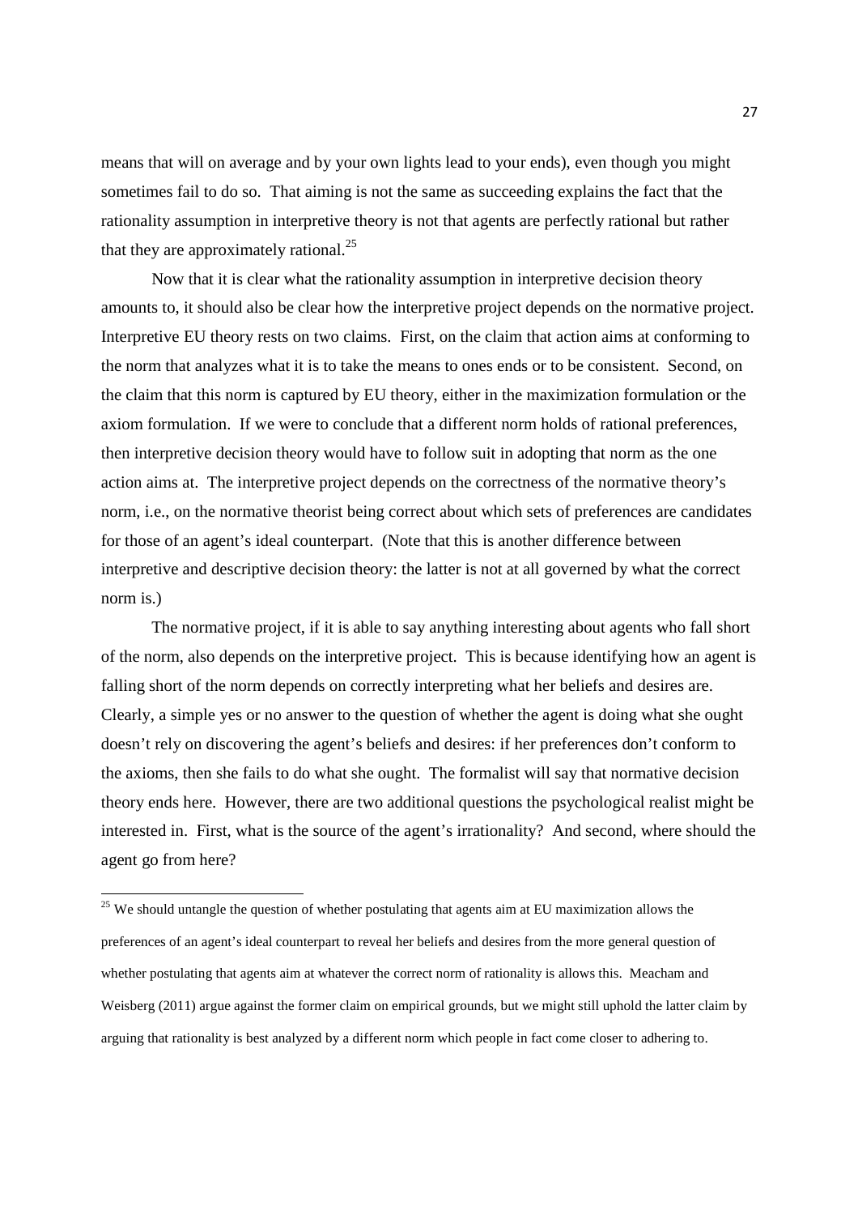means that will on average and by your own lights lead to your ends), even though you might sometimes fail to do so. That aiming is not the same as succeeding explains the fact that the rationality assumption in interpretive theory is not that agents are perfectly rational but rather that they are approximately rational.[25]

Now that it is clear what the rationality assumption in interpretive decision theory amounts to, it should also be clear how the interpretive project depends on the normative project. Interpretive EU theory rests on two claims. First, on the claim that action aims at conforming to the norm that analyzes what it is to take the means to ones ends or to be consistent. Second, on the claim that this norm is captured by EU theory, either in the maximization formulation or the axiom formulation. If we were to conclude that a different norm holds of rational preferences, then interpretive decision theory would have to follow suit in adopting that norm as the one action aims at. The interpretive project depends on the correctness of the normative theory's norm, i.e., on the normative theorist being correct about which sets of preferences are candidates for those of an agent's ideal counterpart. (Note that this is another difference between interpretive and descriptive decision theory: the latter is not at all governed by what the correct norm is.)

The normative project, if it is able to say anything interesting about agents who fall short of the norm, also depends on the interpretive project. This is because identifying how an agent is falling short of the norm depends on correctly interpreting what her beliefs and desires are. Clearly, a simple yes or no answer to the question of whether the agent is doing what she ought doesn't rely on discovering the agent's beliefs and desires: if her preferences don't conform to the axioms, then she fails to do what she ought. The formalist will say that normative decision theory ends here. However, there are two additional questions the psychological realist might be interested in. First, what is the source of the agent's irrationality? And second, where should the agent go from here?

[25] We should untangle the question of whether postulating that agents aim at EU maximization allows the preferences of an agent's ideal counterpart to reveal her beliefs and desires from the more general question of whether postulating that agents aim at whatever the correct norm of rationality is allows this. Meacham and Weisberg (2011) argue against the former claim on empirical grounds, but we might still uphold the latter claim by arguing that rationality is best analyzed by a different norm which people in fact come closer to adhering to.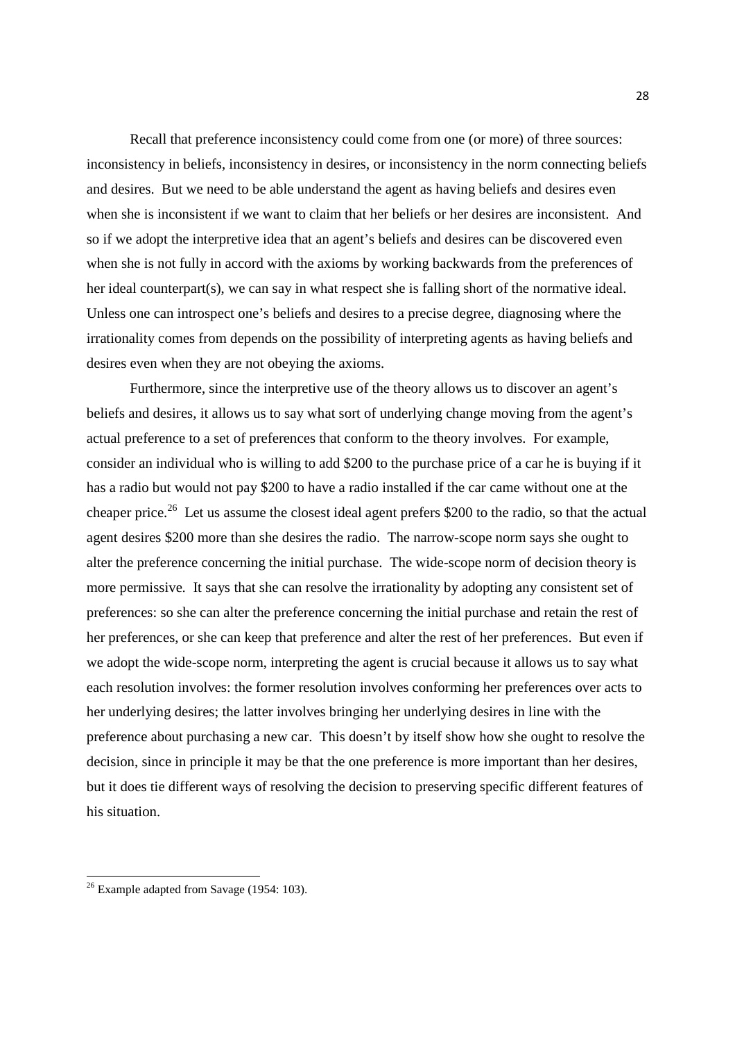Recall that preference inconsistency could come from one (or more) of three sources: inconsistency in beliefs, inconsistency in desires, or inconsistency in the norm connecting beliefs and desires. But we need to be able understand the agent as having beliefs and desires even when she is inconsistent if we want to claim that her beliefs or her desires are inconsistent. And so if we adopt the interpretive idea that an agent's beliefs and desires can be discovered even when she is not fully in accord with the axioms by working backwards from the preferences of her ideal counterpart(s), we can say in what respect she is falling short of the normative ideal. Unless one can introspect one's beliefs and desires to a precise degree, diagnosing where the irrationality comes from depends on the possibility of interpreting agents as having beliefs and desires even when they are not obeying the axioms.

Furthermore, since the interpretive use of the theory allows us to discover an agent's beliefs and desires, it allows us to say what sort of underlying change moving from the agent's actual preference to a set of preferences that conform to the theory involves. For example, consider an individual who is willing to add \$200 to the purchase price of a car he is buying if it has a radio but would not pay \$200 to have a radio installed if the car came without one at the cheaper price.[26] Let us assume the closest ideal agent prefers \$200 to the radio, so that the actual agent desires \$200 more than she desires the radio. The narrow-scope norm says she ought to alter the preference concerning the initial purchase. The wide-scope norm of decision theory is more permissive. It says that she can resolve the irrationality by adopting any consistent set of preferences: so she can alter the preference concerning the initial purchase and retain the rest of her preferences, or she can keep that preference and alter the rest of her preferences. But even if we adopt the wide-scope norm, interpreting the agent is crucial because it allows us to say what each resolution involves: the former resolution involves conforming her preferences over acts to her underlying desires; the latter involves bringing her underlying desires in line with the preference about purchasing a new car. This doesn't by itself show how she ought to resolve the decision, since in principle it may be that the one preference is more important than her desires, but it does tie different ways of resolving the decision to preserving specific different features of his situation.

[26] Example adapted from Savage (1954: 103).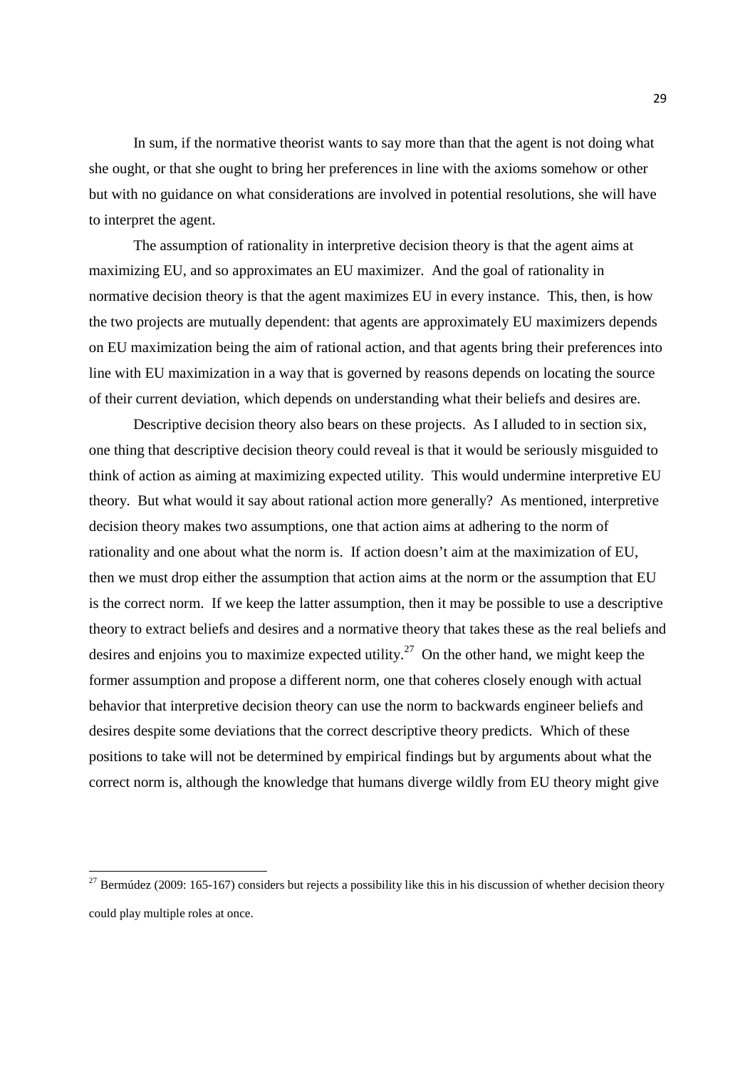In sum, if the normative theorist wants to say more than that the agent is not doing what she ought, or that she ought to bring her preferences in line with the axioms somehow or other but with no guidance on what considerations are involved in potential resolutions, she will have to interpret the agent.

The assumption of rationality in interpretive decision theory is that the agent aims at maximizing EU, and so approximates an EU maximizer. And the goal of rationality in normative decision theory is that the agent maximizes EU in every instance. This, then, is how the two projects are mutually dependent: that agents are approximately EU maximizers depends on EU maximization being the aim of rational action, and that agents bring their preferences into line with EU maximization in a way that is governed by reasons depends on locating the source of their current deviation, which depends on understanding what their beliefs and desires are.

Descriptive decision theory also bears on these projects. As I alluded to in section six, one thing that descriptive decision theory could reveal is that it would be seriously misguided to think of action as aiming at maximizing expected utility. This would undermine interpretive EU theory. But what would it say about rational action more generally? As mentioned, interpretive decision theory makes two assumptions, one that action aims at adhering to the norm of rationality and one about what the norm is. If action doesn't aim at the maximization of EU, then we must drop either the assumption that action aims at the norm or the assumption that EU is the correct norm. If we keep the latter assumption, then it may be possible to use a descriptive theory to extract beliefs and desires and a normative theory that takes these as the real beliefs and desires and enjoins you to maximize expected utility.[27] On the other hand, we might keep the former assumption and propose a different norm, one that coheres closely enough with actual behavior that interpretive decision theory can use the norm to backwards engineer beliefs and desires despite some deviations that the correct descriptive theory predicts. Which of these positions to take will not be determined by empirical findings but by arguments about what the correct norm is, although the knowledge that humans diverge wildly from EU theory might give

[27] Bermúdez (2009: 165-167) considers but rejects a possibility like this in his discussion of whether decision theory could play multiple roles at once.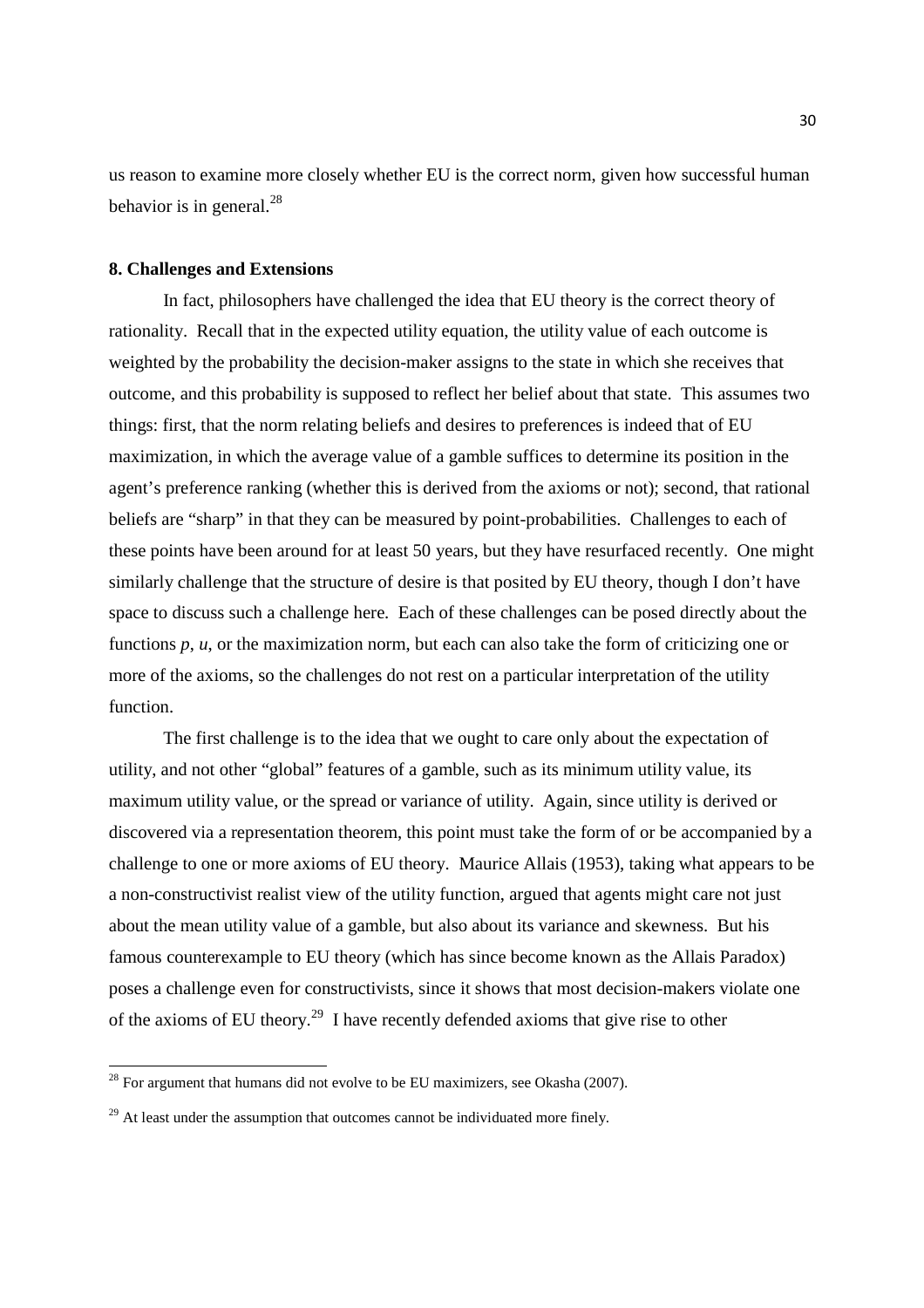us reason to examine more closely whether EU is the correct norm, given how successful human behavior is in general.[28]

### 8. Challenges and Extensions

In fact, philosophers have challenged the idea that EU theory is the correct theory of rationality. Recall that in the expected utility equation, the utility value of each outcome is weighted by the probability the decision-maker assigns to the state in which she receives that outcome, and this probability is supposed to reflect her belief about that state. This assumes two things: first, that the norm relating beliefs and desires to preferences is indeed that of EU maximization, in which the average value of a gamble suffices to determine its position in the agent's preference ranking (whether this is derived from the axioms or not); second, that rational beliefs are "sharp" in that they can be measured by point-probabilities. Challenges to each of these points have been around for at least 50 years, but they have resurfaced recently. One might similarly challenge that the structure of desire is that posited by EU theory, though I don't have space to discuss such a challenge here. Each of these challenges can be posed directly about the functions $p$, $u$, or the maximization norm, but each can also take the form of criticizing one or more of the axioms, so the challenges do not rest on a particular interpretation of the utility function.

The first challenge is to the idea that we ought to care only about the expectation of utility, and not other "global" features of a gamble, such as its minimum utility value, its maximum utility value, or the spread or variance of utility. Again, since utility is derived or discovered via a representation theorem, this point must take the form of or be accompanied by a challenge to one or more axioms of EU theory. Maurice Allais (1953), taking what appears to be a non-constructivist realist view of the utility function, argued that agents might care not just about the mean utility value of a gamble, but also about its variance and skewness. But his famous counterexample to EU theory (which has since become known as the Allais Paradox) poses a challenge even for constructivists, since it shows that most decision-makers violate one of the axioms of EU theory.[29] I have recently defended axioms that give rise to other

---

[28] For argument that humans did not evolve to be EU maximizers, see Okasha (2007).

[29] At least under the assumption that outcomes cannot be individuated more finely.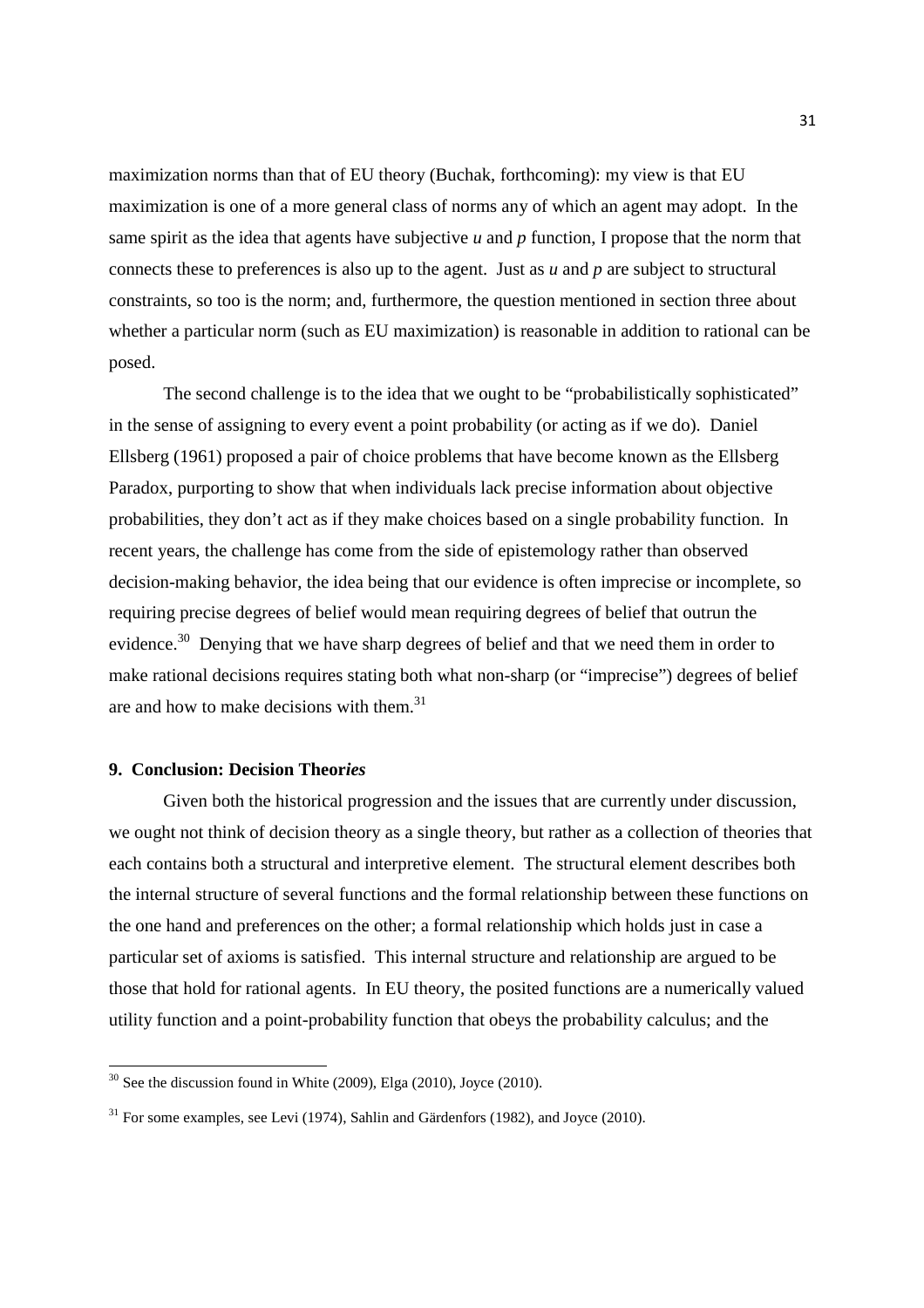maximization norms than that of EU theory (Buchak, forthcoming): my view is that EU maximization is one of a more general class of norms any of which an agent may adopt. In the same spirit as the idea that agents have subjective *u* and *p* function, I propose that the norm that connects these to preferences is also up to the agent. Just as *u* and *p* are subject to structural constraints, so too is the norm; and, furthermore, the question mentioned in section three about whether a particular norm (such as EU maximization) is reasonable in addition to rational can be posed.

The second challenge is to the idea that we ought to be "probabilistically sophisticated" in the sense of assigning to every event a point probability (or acting as if we do). Daniel Ellsberg (1961) proposed a pair of choice problems that have become known as the Ellsberg Paradox, purporting to show that when individuals lack precise information about objective probabilities, they don't act as if they make choices based on a single probability function. In recent years, the challenge has come from the side of epistemology rather than observed decision-making behavior, the idea being that our evidence is often imprecise or incomplete, so requiring precise degrees of belief would mean requiring degrees of belief that outrun the evidence.[30] Denying that we have sharp degrees of belief and that we need them in order to make rational decisions requires stating both what non-sharp (or "imprecise") degrees of belief are and how to make decisions with them.[31]

### 9. Conclusion: Decision Theor*ies*

Given both the historical progression and the issues that are currently under discussion, we ought not think of decision theory as a single theory, but rather as a collection of theories that each contains both a structural and interpretive element. The structural element describes both the internal structure of several functions and the formal relationship between these functions on the one hand and preferences on the other; a formal relationship which holds just in case a particular set of axioms is satisfied. This internal structure and relationship are argued to be those that hold for rational agents. In EU theory, the posited functions are a numerically valued utility function and a point-probability function that obeys the probability calculus; and the

---

[30] See the discussion found in White (2009), Elga (2010), Joyce (2010).

[31] For some examples, see Levi (1974), Sahlin and Gärdenfors (1982), and Joyce (2010).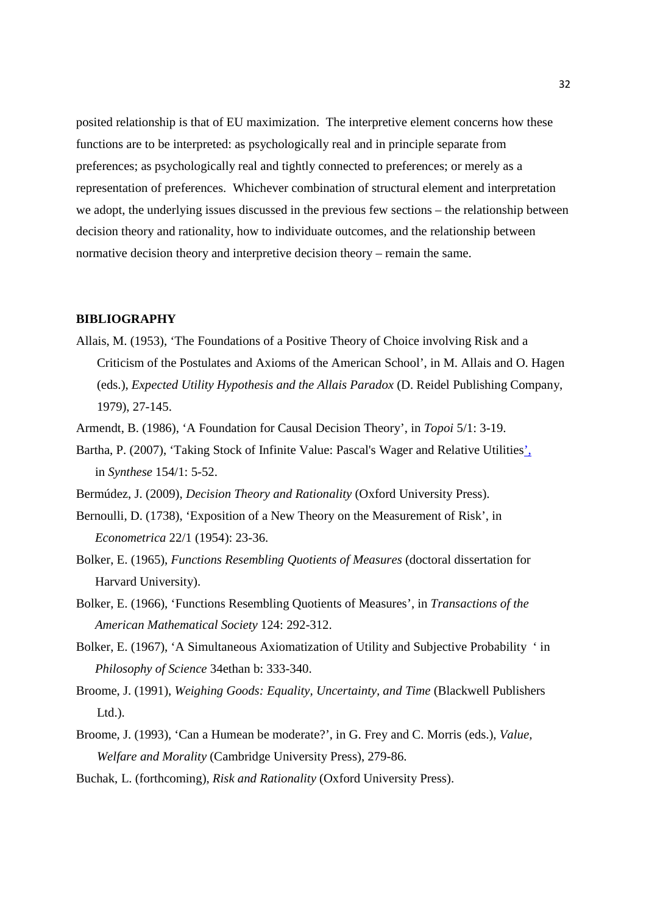posited relationship is that of EU maximization. The interpretive element concerns how these functions are to be interpreted: as psychologically real and in principle separate from preferences; as psychologically real and tightly connected to preferences; or merely as a representation of preferences. Whichever combination of structural element and interpretation we adopt, the underlying issues discussed in the previous few sections – the relationship between decision theory and rationality, how to individuate outcomes, and the relationship between normative decision theory and interpretive decision theory – remain the same.

## BIBLIOGRAPHY

Allais, M. (1953), 'The Foundations of a Positive Theory of Choice involving Risk and a Criticism of the Postulates and Axioms of the American School', in M. Allais and O. Hagen (eds.), *Expected Utility Hypothesis and the Allais Paradox* (D. Reidel Publishing Company, 1979), 27-145.

Armendt, B. (1986), 'A Foundation for Causal Decision Theory', in *Topoi* 5/1: 3-19.

Bartha, P. (2007), 'Taking Stock of Infinite Value: Pascal's Wager and Relative Utilities', in *Synthese* 154/1: 5-52.

Bermúdez, J. (2009), *Decision Theory and Rationality* (Oxford University Press).

Bernoulli, D. (1738), 'Exposition of a New Theory on the Measurement of Risk', in *Econometrica* 22/1 (1954): 23-36.

Bolker, E. (1965), *Functions Resembling Quotients of Measures* (doctoral dissertation for Harvard University).

Bolker, E. (1966), 'Functions Resembling Quotients of Measures', in *Transactions of the American Mathematical Society* 124: 292-312.

Bolker, E. (1967), 'A Simultaneous Axiomatization of Utility and Subjective Probability ' in *Philosophy of Science* 34ethan b: 333-340.

Broome, J. (1991), *Weighing Goods: Equality, Uncertainty, and Time* (Blackwell Publishers Ltd.).

Broome, J. (1993), 'Can a Humean be moderate?', in G. Frey and C. Morris (eds.), *Value, Welfare and Morality* (Cambridge University Press), 279-86.

Buchak, L. (forthcoming), *Risk and Rationality* (Oxford University Press).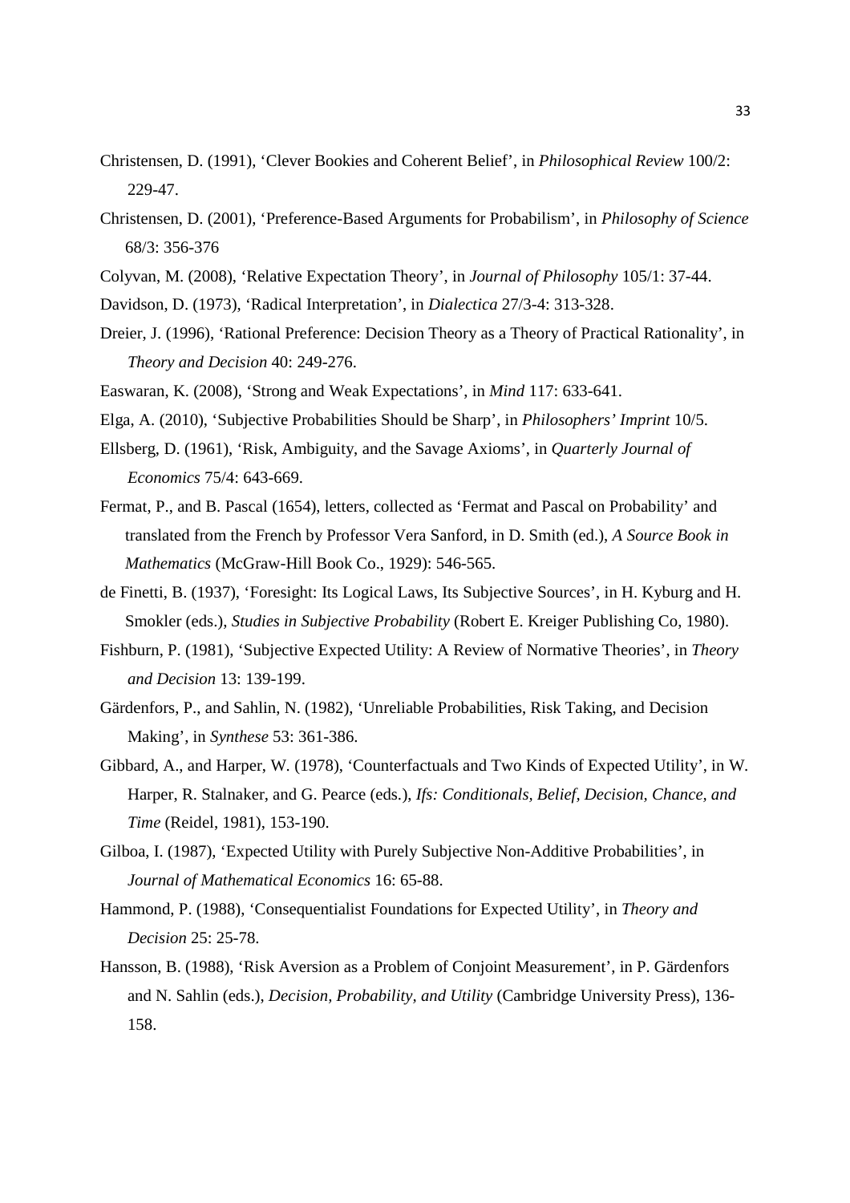Christensen, D. (1991), 'Clever Bookies and Coherent Belief', in *Philosophical Review* 100/2: 229-47.

Christensen, D. (2001), 'Preference-Based Arguments for Probabilism', in *Philosophy of Science* 68/3: 356-376

Colyvan, M. (2008), 'Relative Expectation Theory', in *Journal of Philosophy* 105/1: 37-44.

Davidson, D. (1973), 'Radical Interpretation', in *Dialectica* 27/3-4: 313-328.

Dreier, J. (1996), 'Rational Preference: Decision Theory as a Theory of Practical Rationality', in *Theory and Decision* 40: 249-276.

Easwaran, K. (2008), 'Strong and Weak Expectations', in *Mind* 117: 633-641.

Elga, A. (2010), 'Subjective Probabilities Should be Sharp', in *Philosophers' Imprint* 10/5.

Ellsberg, D. (1961), 'Risk, Ambiguity, and the Savage Axioms', in *Quarterly Journal of Economics* 75/4: 643-669.

Fermat, P., and B. Pascal (1654), letters, collected as 'Fermat and Pascal on Probability' and translated from the French by Professor Vera Sanford, in D. Smith (ed.), *A Source Book in Mathematics* (McGraw-Hill Book Co., 1929): 546-565.

de Finetti, B. (1937), 'Foresight: Its Logical Laws, Its Subjective Sources', in H. Kyburg and H. Smokler (eds.), *Studies in Subjective Probability* (Robert E. Kreiger Publishing Co, 1980).

Fishburn, P. (1981), 'Subjective Expected Utility: A Review of Normative Theories', in *Theory and Decision* 13: 139-199.

Gärdenfors, P., and Sahlin, N. (1982), 'Unreliable Probabilities, Risk Taking, and Decision Making', in *Synthese* 53: 361-386.

Gibbard, A., and Harper, W. (1978), 'Counterfactuals and Two Kinds of Expected Utility', in W. Harper, R. Stalnaker, and G. Pearce (eds.), *Ifs: Conditionals, Belief, Decision, Chance, and Time* (Reidel, 1981), 153-190.

Gilboa, I. (1987), 'Expected Utility with Purely Subjective Non-Additive Probabilities', in *Journal of Mathematical Economics* 16: 65-88.

Hammond, P. (1988), 'Consequentialist Foundations for Expected Utility', in *Theory and Decision* 25: 25-78.

Hansson, B. (1988), 'Risk Aversion as a Problem of Conjoint Measurement', in P. Gärdenfors and N. Sahlin (eds.), *Decision, Probability, and Utility* (Cambridge University Press), 136-158.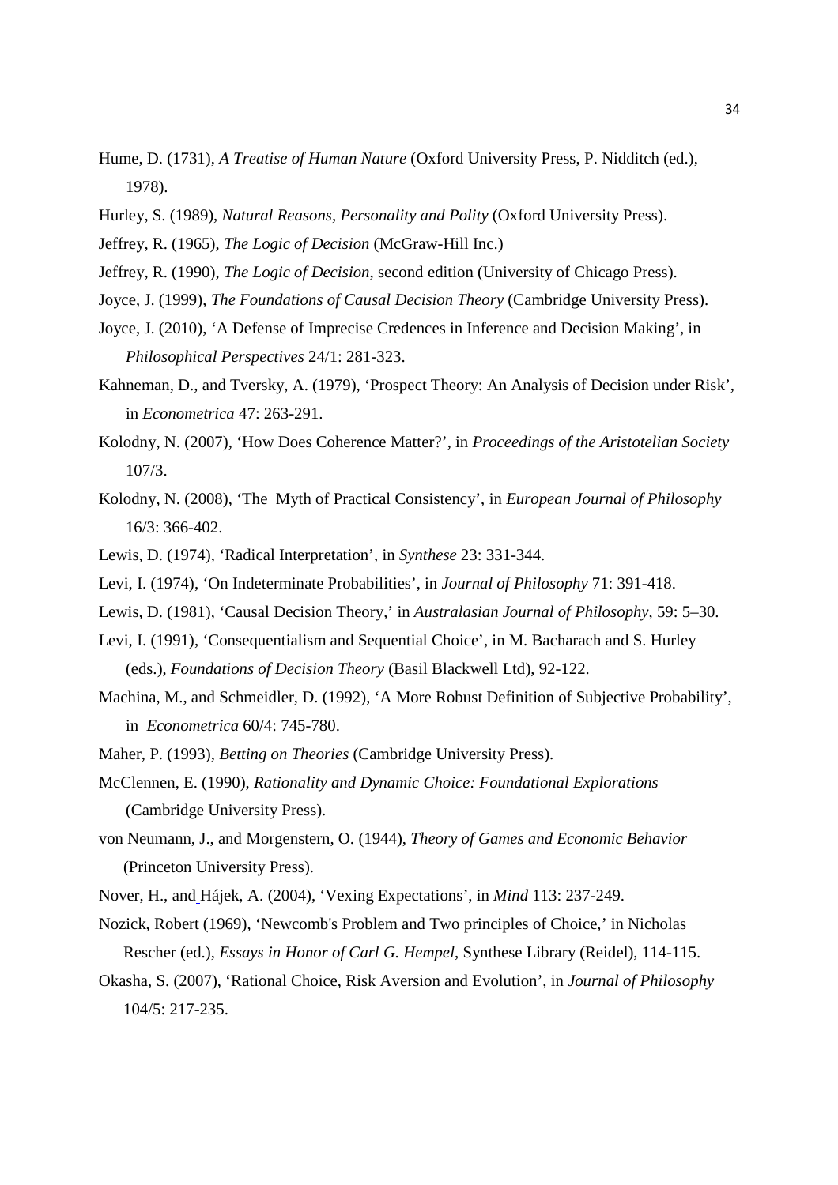Hume, D. (1731), *A Treatise of Human Nature* (Oxford University Press, P. Nidditch (ed.), 1978).

Hurley, S. (1989), *Natural Reasons, Personality and Polity* (Oxford University Press).

Jeffrey, R. (1965), *The Logic of Decision* (McGraw-Hill Inc.)

Jeffrey, R. (1990), *The Logic of Decision*, second edition (University of Chicago Press).

Joyce, J. (1999), *The Foundations of Causal Decision Theory* (Cambridge University Press).

Joyce, J. (2010), 'A Defense of Imprecise Credences in Inference and Decision Making', in *Philosophical Perspectives* 24/1: 281-323.

Kahneman, D., and Tversky, A. (1979), 'Prospect Theory: An Analysis of Decision under Risk', in *Econometrica* 47: 263-291.

Kolodny, N. (2007), 'How Does Coherence Matter?', in *Proceedings of the Aristotelian Society* 107/3.

Kolodny, N. (2008), 'The Myth of Practical Consistency', in *European Journal of Philosophy* 16/3: 366-402.

Lewis, D. (1974), 'Radical Interpretation', in *Synthese* 23: 331-344.

Levi, I. (1974), 'On Indeterminate Probabilities', in *Journal of Philosophy* 71: 391-418.

Lewis, D. (1981), 'Causal Decision Theory,' in *Australasian Journal of Philosophy*, 59: 5–30.

Levi, I. (1991), 'Consequentialism and Sequential Choice', in M. Bacharach and S. Hurley (eds.), *Foundations of Decision Theory* (Basil Blackwell Ltd), 92-122.

Machina, M., and Schmeidler, D. (1992), 'A More Robust Definition of Subjective Probability', in *Econometrica* 60/4: 745-780.

Maher, P. (1993), *Betting on Theories* (Cambridge University Press).

McClennen, E. (1990), *Rationality and Dynamic Choice: Foundational Explorations* (Cambridge University Press).

von Neumann, J., and Morgenstern, O. (1944), *Theory of Games and Economic Behavior* (Princeton University Press).

Nover, H., and Hájek, A. (2004), 'Vexing Expectations', in *Mind* 113: 237-249.

Nozick, Robert (1969), 'Newcomb's Problem and Two principles of Choice,' in Nicholas Rescher (ed.), *Essays in Honor of Carl G. Hempel*, Synthese Library (Reidel), 114-115.

Okasha, S. (2007), 'Rational Choice, Risk Aversion and Evolution', in *Journal of Philosophy* 104/5: 217-235.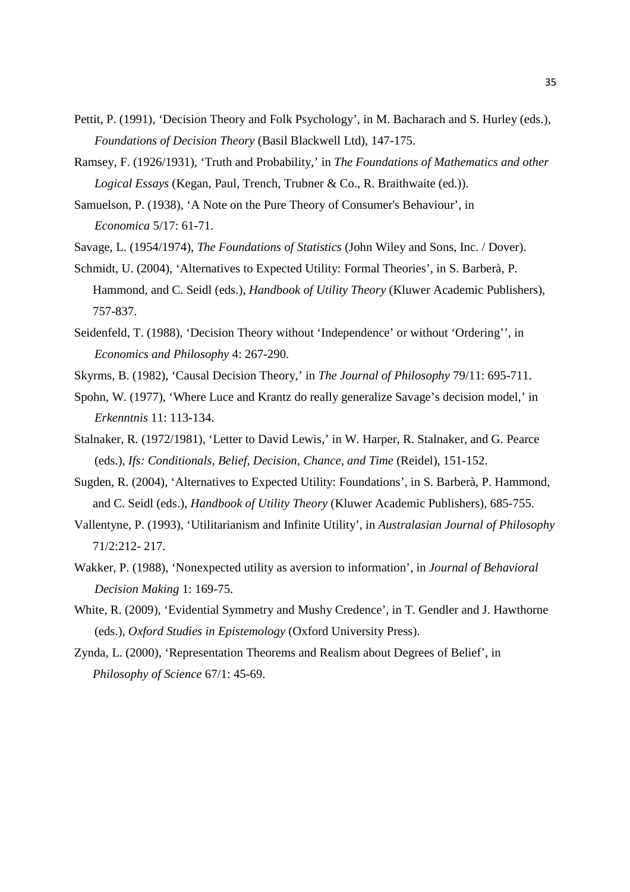Pettit, P. (1991), ‘Decision Theory and Folk Psychology’, in M. Bacharach and S. Hurley (eds.), *Foundations of Decision Theory* (Basil Blackwell Ltd), 147-175.

Ramsey, F. (1926/1931), ‘Truth and Probability,’ in *The Foundations of Mathematics and other Logical Essays* (Kegan, Paul, Trench, Trubner & Co., R. Braithwaite (ed.)).

Samuelson, P. (1938), ‘A Note on the Pure Theory of Consumer's Behaviour’, in *Economica* 5/17: 61-71.

Savage, L. (1954/1974), *The Foundations of Statistics* (John Wiley and Sons, Inc. / Dover).

Schmidt, U. (2004), ‘Alternatives to Expected Utility: Formal Theories’, in S. Barberà, P. Hammond, and C. Seidl (eds.), *Handbook of Utility Theory* (Kluwer Academic Publishers), 757-837.

Seidenfeld, T. (1988), ‘Decision Theory without ‘Independence’ or without ‘Ordering’’, in *Economics and Philosophy* 4: 267-290.

Skyrms, B. (1982), ‘Causal Decision Theory,’ in *The Journal of Philosophy* 79/11: 695-711.

Spohn, W. (1977), ‘Where Luce and Krantz do really generalize Savage’s decision model,’ in *Erkenntnis* 11: 113-134.

Stalnaker, R. (1972/1981), ‘Letter to David Lewis,’ in W. Harper, R. Stalnaker, and G. Pearce (eds.), *Ifs: Conditionals, Belief, Decision, Chance, and Time* (Reidel), 151-152.

Sugden, R. (2004), ‘Alternatives to Expected Utility: Foundations’, in S. Barberà, P. Hammond, and C. Seidl (eds.), *Handbook of Utility Theory* (Kluwer Academic Publishers), 685-755.

Vallentyne, P. (1993), ‘Utilitarianism and Infinite Utility’, in *Australasian Journal of Philosophy* 71/2:212- 217.

Wakker, P. (1988), ‘Nonexpected utility as aversion to information’, in *Journal of Behavioral Decision Making* 1: 169-75.

White, R. (2009), ‘Evidential Symmetry and Mushy Credence’, in T. Gendler and J. Hawthorne (eds.), *Oxford Studies in Epistemology* (Oxford University Press).

Zynda, L. (2000), ‘Representation Theorems and Realism about Degrees of Belief’, in *Philosophy of Science* 67/1: 45-69.